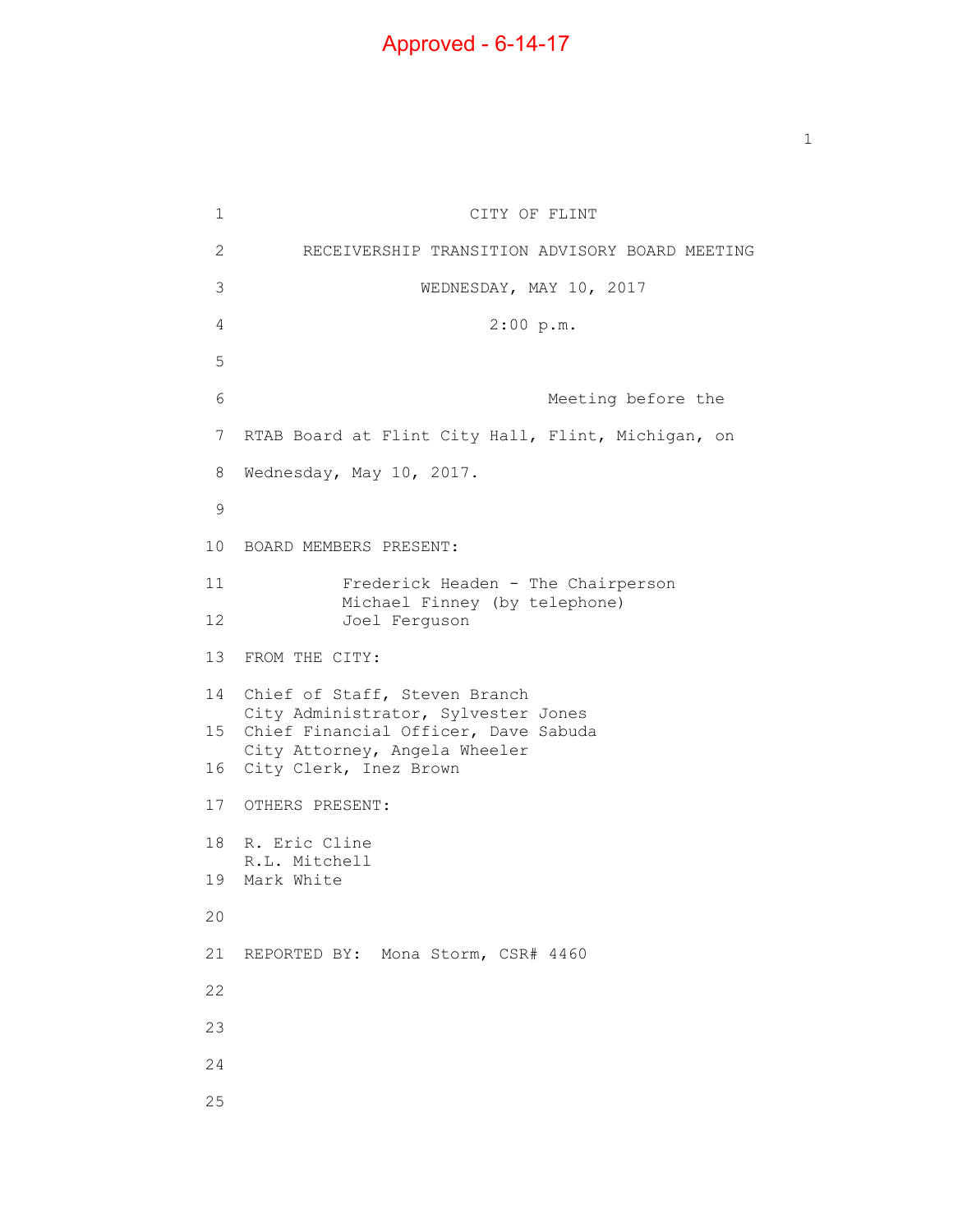Approved - 6-14-17

CITY OF FLINT

RECEIVERSHIP TRANSITION ADVISORY BOARD MEETING

WEDNESDAY, MAY 10, 2017

2:00 p.m.

Meeting before the RTAB Board at Flint City Hall, Flint, Michigan, on Wednesday, May 10, 2017.

BOARD MEMBERS PRESENT:

Frederick Headen - The Chairperson
Michael Finney (by telephone)
Joel Ferguson

FROM THE CITY:

Chief of Staff, Steven Branch
City Administrator, Sylvester Jones
Chief Financial Officer, Dave Sabuda
City Attorney, Angela Wheeler
City Clerk, Inez Brown

OTHERS PRESENT:

R. Eric Cline
R.L. Mitchell
Mark White

REPORTED BY: Mona Storm, CSR# 4460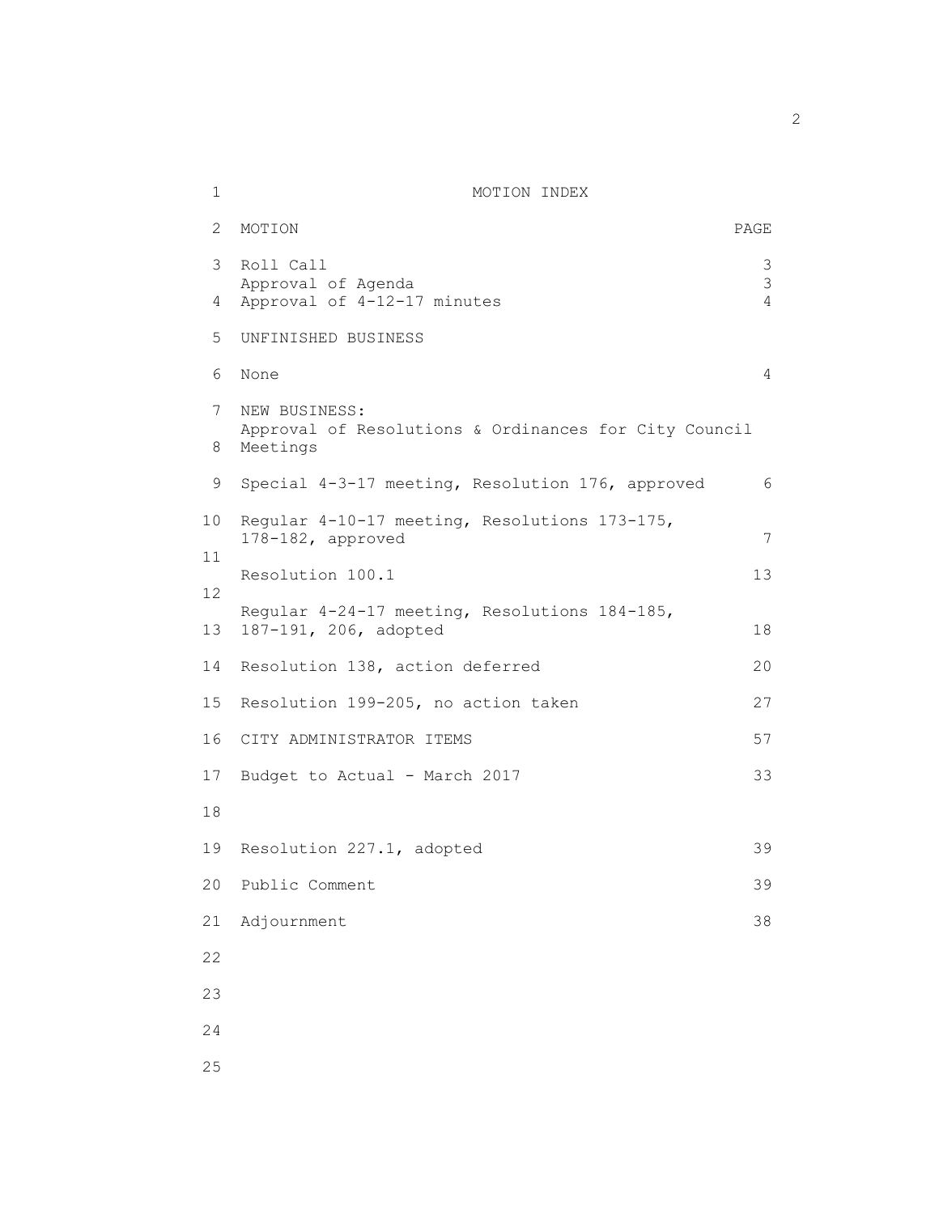# MOTION INDEX

| MOTION | PAGE |
| --- | --- |
| Roll Call | 3 |
| Approval of Agenda | 3 |
| Approval of 4-12-17 minutes | 4 |
| UNFINISHED BUSINESS | |
| None | 4 |
| NEW BUSINESS: Approval of Resolutions & Ordinances for City Council Meetings | |
| Special 4-3-17 meeting, Resolution 176, approved | 6 |
| Regular 4-10-17 meeting, Resolutions 173-175, 178-182, approved | 7 |
| Resolution 100.1 | 13 |
| Regular 4-24-17 meeting, Resolutions 184-185, 187-191, 206, adopted | 18 |
| Resolution 138, action deferred | 20 |
| Resolution 199-205, no action taken | 27 |
| CITY ADMINISTRATOR ITEMS | 57 |
| Budget to Actual - March 2017 | 33 |
| Resolution 227.1, adopted | 39 |
| Public Comment | 39 |
| Adjournment | 38 |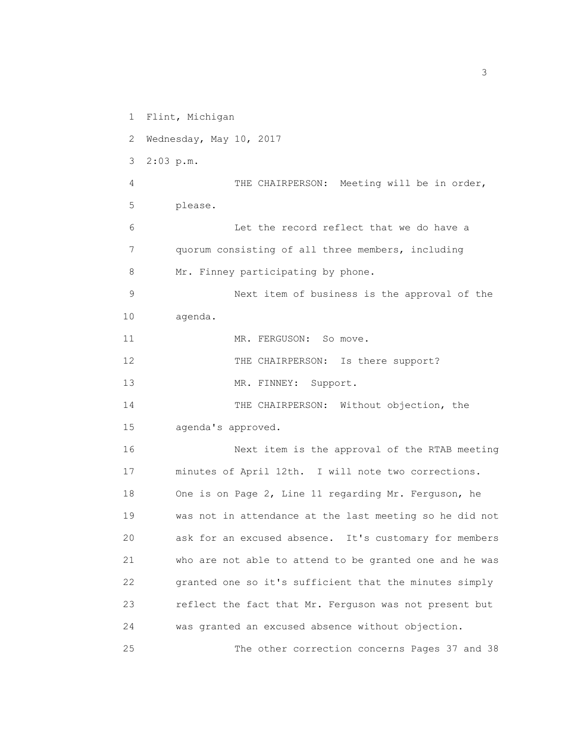Flint, Michigan

Wednesday, May 10, 2017

2:03 p.m.

THE CHAIRPERSON: Meeting will be in order, please.

Let the record reflect that we do have a quorum consisting of all three members, including Mr. Finney participating by phone.

Next item of business is the approval of the agenda.

MR. FERGUSON: So move.

THE CHAIRPERSON: Is there support?

MR. FINNEY: Support.

THE CHAIRPERSON: Without objection, the agenda's approved.

Next item is the approval of the RTAB meeting minutes of April 12th. I will note two corrections. One is on Page 2, Line 11 regarding Mr. Ferguson, he was not in attendance at the last meeting so he did not ask for an excused absence. It's customary for members who are not able to attend to be granted one and he was granted one so it's sufficient that the minutes simply reflect the fact that Mr. Ferguson was not present but was granted an excused absence without objection.

The other correction concerns Pages 37 and 38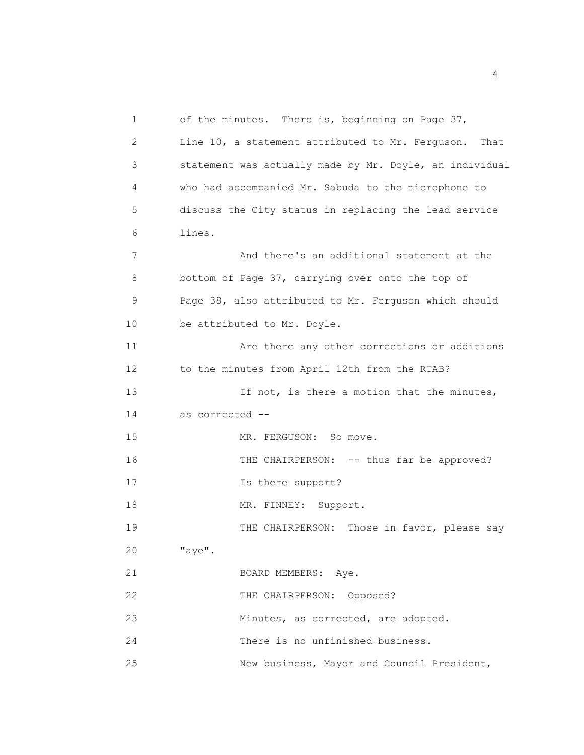of the minutes. There is, beginning on Page 37, Line 10, a statement attributed to Mr. Ferguson. That statement was actually made by Mr. Doyle, an individual who had accompanied Mr. Sabuda to the microphone to discuss the City status in replacing the lead service lines.

And there's an additional statement at the bottom of Page 37, carrying over onto the top of Page 38, also attributed to Mr. Ferguson which should be attributed to Mr. Doyle.

Are there any other corrections or additions to the minutes from April 12th from the RTAB?

If not, is there a motion that the minutes, as corrected --

MR. FERGUSON: So move.

THE CHAIRPERSON: -- thus far be approved? Is there support?

MR. FINNEY: Support.

THE CHAIRPERSON: Those in favor, please say "aye".

BOARD MEMBERS: Aye.

THE CHAIRPERSON: Opposed?

Minutes, as corrected, are adopted.

There is no unfinished business.

New business, Mayor and Council President,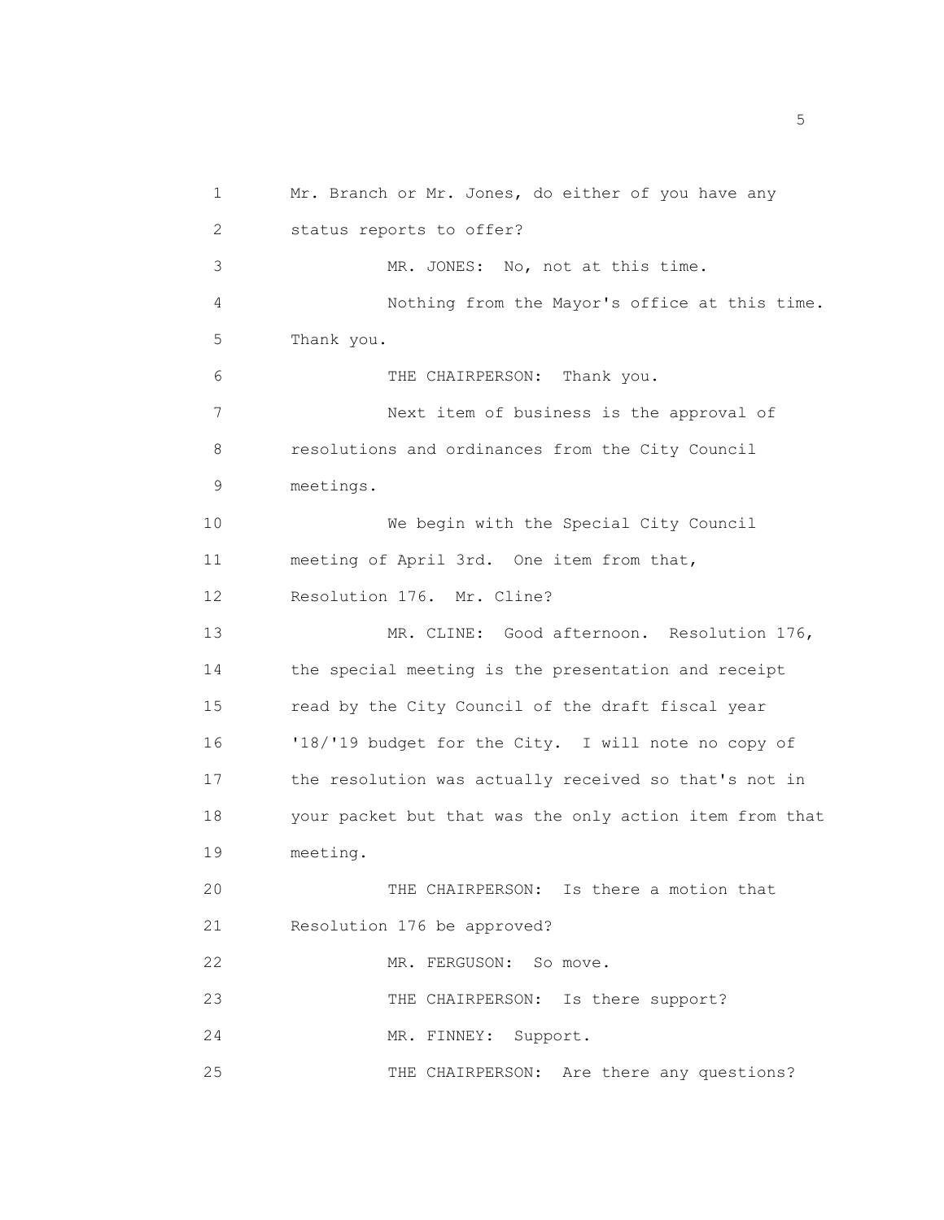Mr. Branch or Mr. Jones, do either of you have any status reports to offer?

MR. JONES: No, not at this time.

Nothing from the Mayor's office at this time. Thank you.

THE CHAIRPERSON: Thank you.

Next item of business is the approval of resolutions and ordinances from the City Council meetings.

We begin with the Special City Council meeting of April 3rd. One item from that, Resolution 176. Mr. Cline?

MR. CLINE: Good afternoon. Resolution 176, the special meeting is the presentation and receipt read by the City Council of the draft fiscal year '18/'19 budget for the City. I will note no copy of the resolution was actually received so that's not in your packet but that was the only action item from that meeting.

THE CHAIRPERSON: Is there a motion that Resolution 176 be approved?

MR. FERGUSON: So move.

THE CHAIRPERSON: Is there support?

MR. FINNEY: Support.

THE CHAIRPERSON: Are there any questions?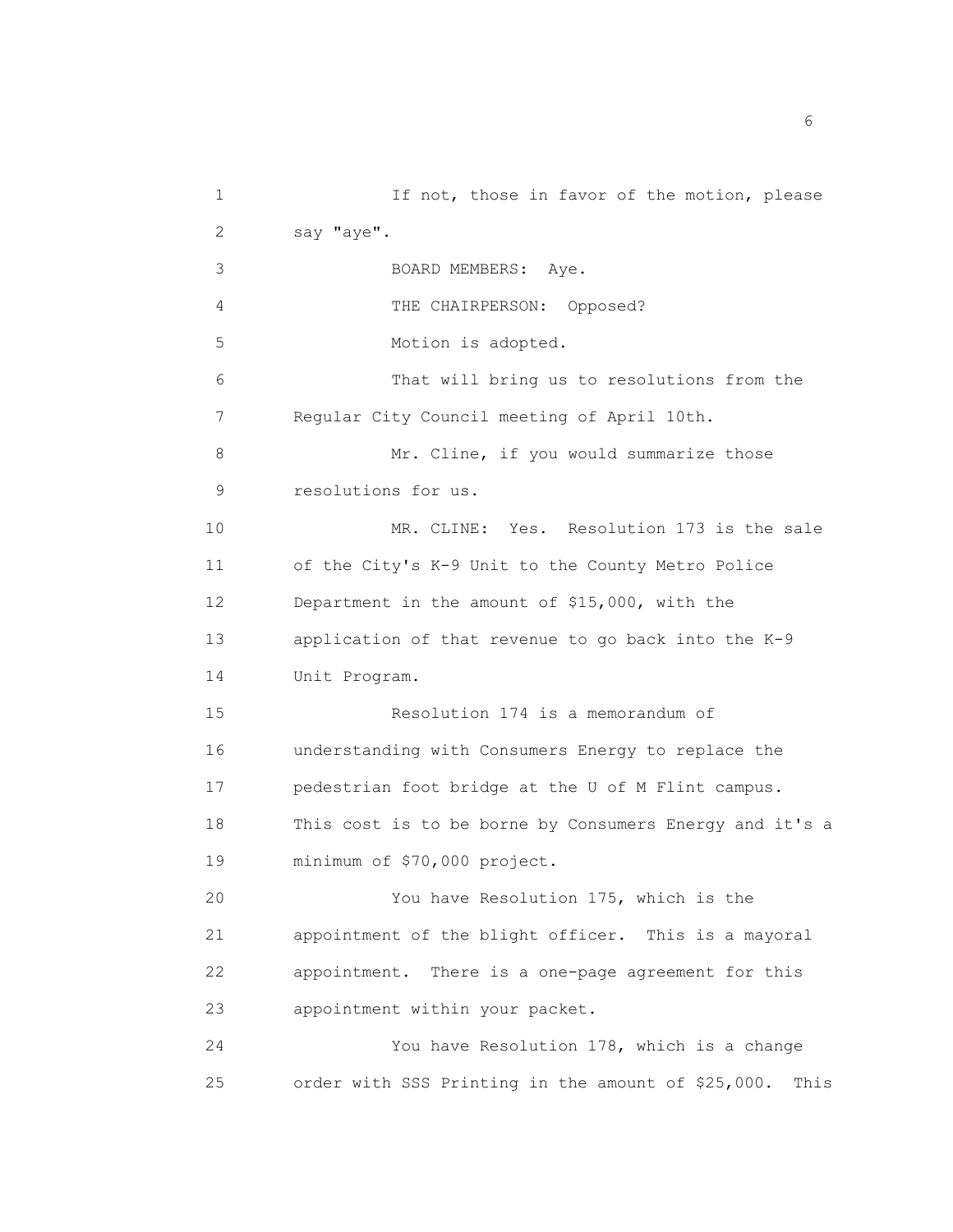1 If not, those in favor of the motion, please
2 say "aye".
3 BOARD MEMBERS: Aye.
4 THE CHAIRPERSON: Opposed?
5 Motion is adopted.
6 That will bring us to resolutions from the
7 Regular City Council meeting of April 10th.
8 Mr. Cline, if you would summarize those
9 resolutions for us.
10 MR. CLINE: Yes. Resolution 173 is the sale
11 of the City's K-9 Unit to the County Metro Police
12 Department in the amount of $15,000, with the
13 application of that revenue to go back into the K-9
14 Unit Program.
15 Resolution 174 is a memorandum of
16 understanding with Consumers Energy to replace the
17 pedestrian foot bridge at the U of M Flint campus.
18 This cost is to be borne by Consumers Energy and it's a
19 minimum of $70,000 project.
20 You have Resolution 175, which is the
21 appointment of the blight officer. This is a mayoral
22 appointment. There is a one-page agreement for this
23 appointment within your packet.
24 You have Resolution 178, which is a change
25 order with SSS Printing in the amount of $25,000. This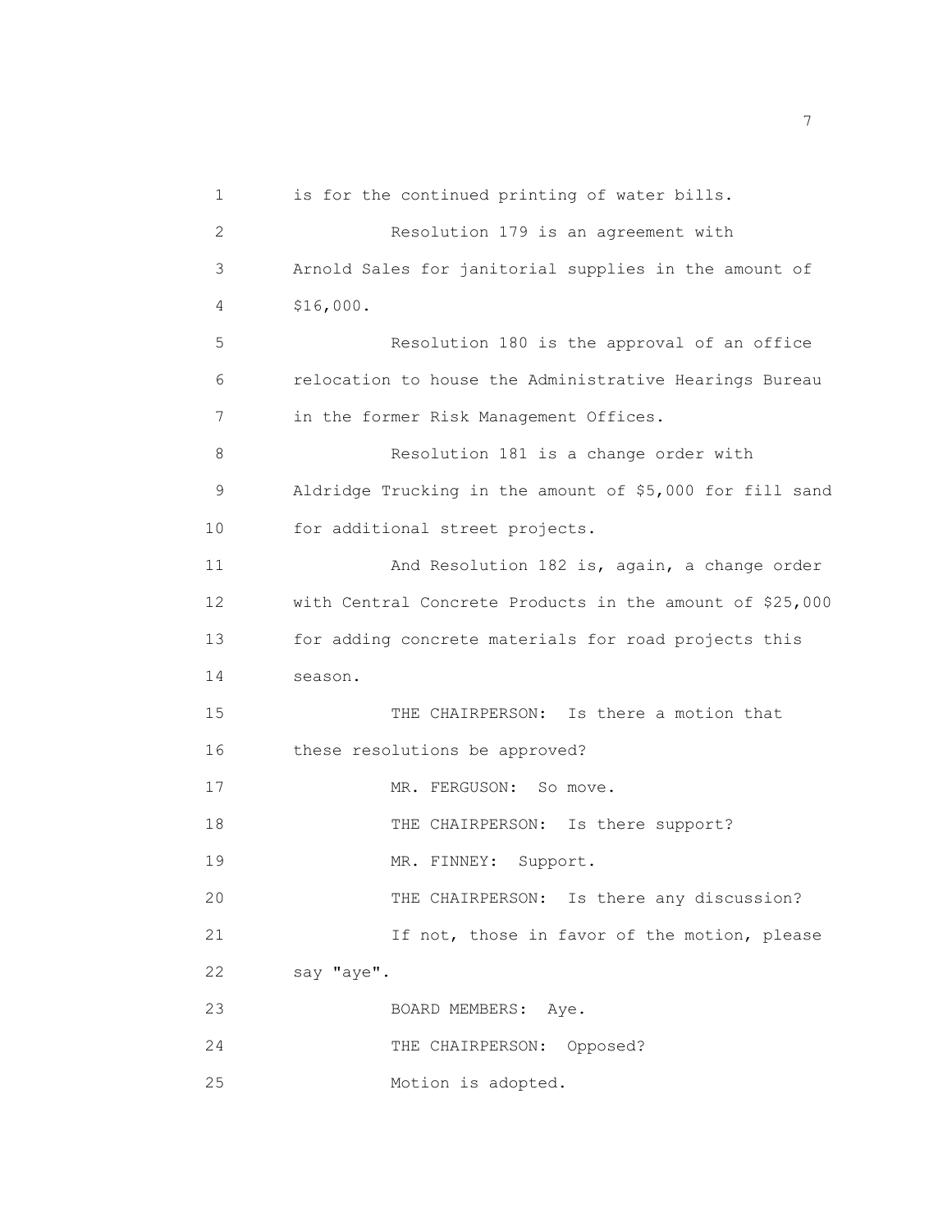is for the continued printing of water bills.

Resolution 179 is an agreement with Arnold Sales for janitorial supplies in the amount of $16,000.

Resolution 180 is the approval of an office relocation to house the Administrative Hearings Bureau in the former Risk Management Offices.

Resolution 181 is a change order with Aldridge Trucking in the amount of $5,000 for fill sand for additional street projects.

And Resolution 182 is, again, a change order with Central Concrete Products in the amount of $25,000 for adding concrete materials for road projects this season.

THE CHAIRPERSON: Is there a motion that these resolutions be approved?

MR. FERGUSON: So move.

THE CHAIRPERSON: Is there support?

MR. FINNEY: Support.

THE CHAIRPERSON: Is there any discussion?

If not, those in favor of the motion, please say "aye".

BOARD MEMBERS: Aye.

THE CHAIRPERSON: Opposed?

Motion is adopted.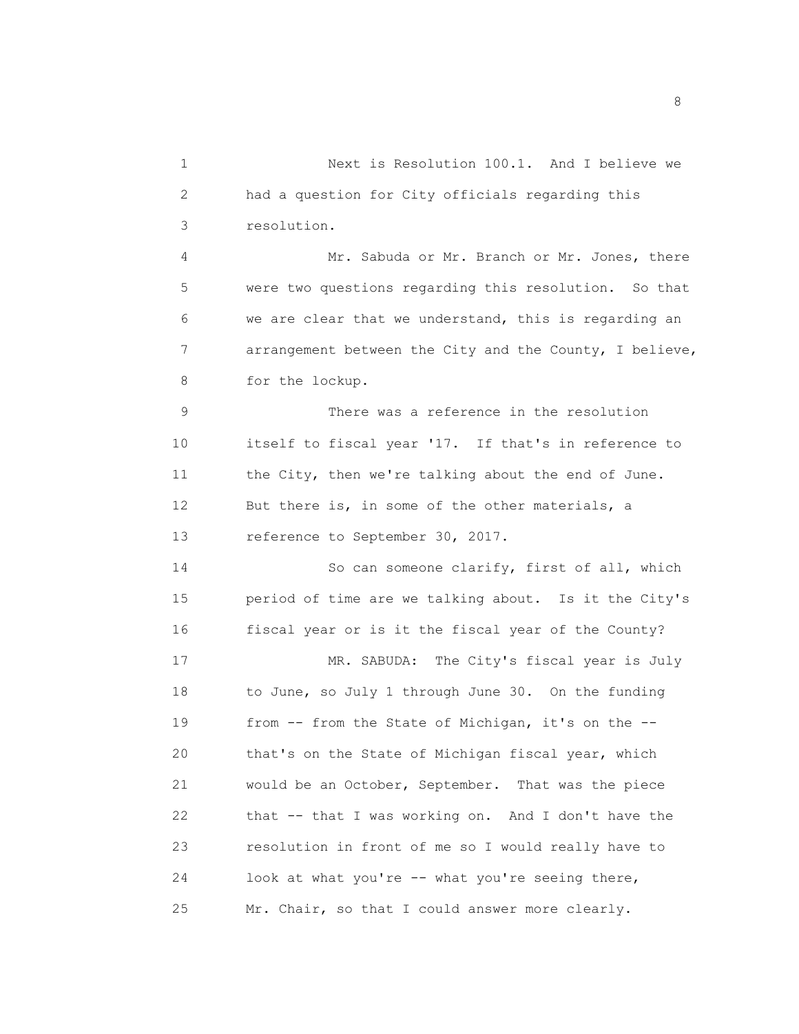Next is Resolution 100.1. And I believe we had a question for City officials regarding this resolution.

Mr. Sabuda or Mr. Branch or Mr. Jones, there were two questions regarding this resolution. So that we are clear that we understand, this is regarding an arrangement between the City and the County, I believe, for the lockup.

There was a reference in the resolution itself to fiscal year '17. If that's in reference to the City, then we're talking about the end of June. But there is, in some of the other materials, a reference to September 30, 2017.

So can someone clarify, first of all, which period of time are we talking about. Is it the City's fiscal year or is it the fiscal year of the County?

MR. SABUDA: The City's fiscal year is July to June, so July 1 through June 30. On the funding from -- from the State of Michigan, it's on the -- that's on the State of Michigan fiscal year, which would be an October, September. That was the piece that -- that I was working on. And I don't have the resolution in front of me so I would really have to look at what you're -- what you're seeing there, Mr. Chair, so that I could answer more clearly.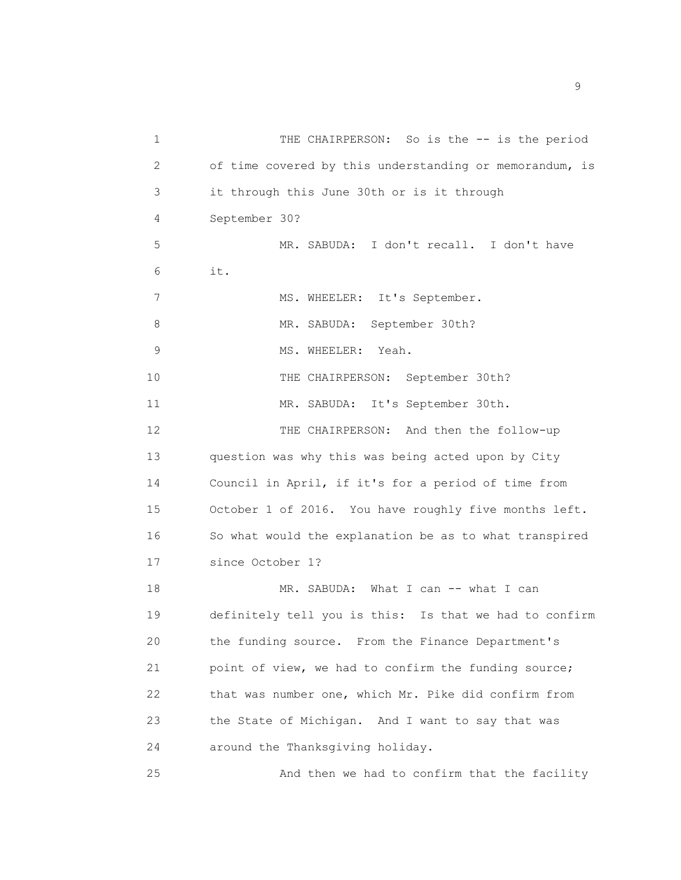THE CHAIRPERSON: So is the -- is the period of time covered by this understanding or memorandum, is it through this June 30th or is it through September 30?

MR. SABUDA: I don't recall. I don't have it.

MS. WHEELER: It's September.

MR. SABUDA: September 30th?

MS. WHEELER: Yeah.

THE CHAIRPERSON: September 30th?

MR. SABUDA: It's September 30th.

THE CHAIRPERSON: And then the follow-up question was why this was being acted upon by City Council in April, if it's for a period of time from October 1 of 2016. You have roughly five months left. So what would the explanation be as to what transpired since October 1?

MR. SABUDA: What I can -- what I can definitely tell you is this: Is that we had to confirm the funding source. From the Finance Department's point of view, we had to confirm the funding source; that was number one, which Mr. Pike did confirm from the State of Michigan. And I want to say that was around the Thanksgiving holiday.

And then we had to confirm that the facility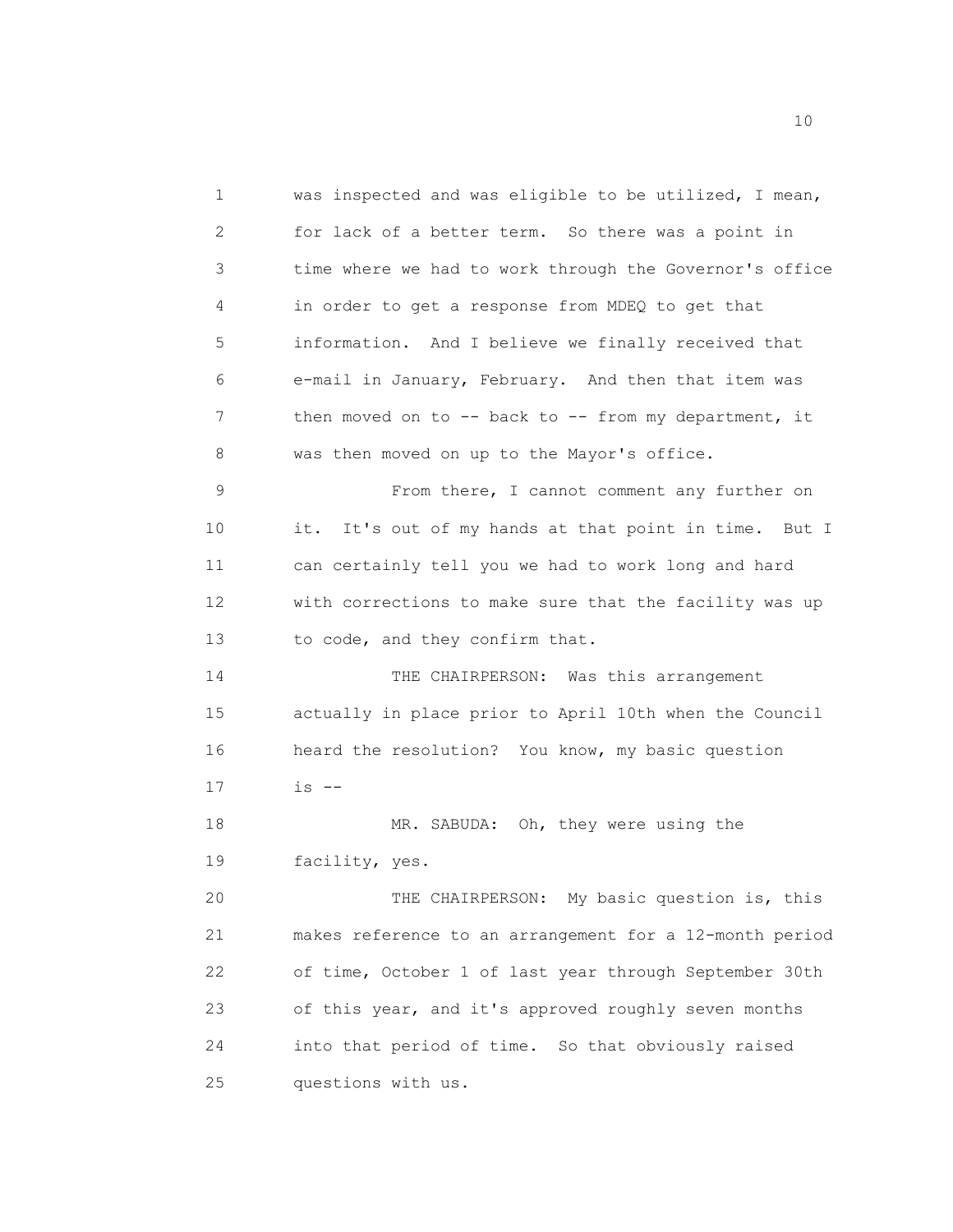was inspected and was eligible to be utilized, I mean, for lack of a better term. So there was a point in time where we had to work through the Governor's office in order to get a response from MDEQ to get that information. And I believe we finally received that e-mail in January, February. And then that item was then moved on to -- back to -- from my department, it was then moved on up to the Mayor's office.

From there, I cannot comment any further on it. It's out of my hands at that point in time. But I can certainly tell you we had to work long and hard with corrections to make sure that the facility was up to code, and they confirm that.

THE CHAIRPERSON: Was this arrangement actually in place prior to April 10th when the Council heard the resolution? You know, my basic question is --

MR. SABUDA: Oh, they were using the facility, yes.

THE CHAIRPERSON: My basic question is, this makes reference to an arrangement for a 12-month period of time, October 1 of last year through September 30th of this year, and it's approved roughly seven months into that period of time. So that obviously raised questions with us.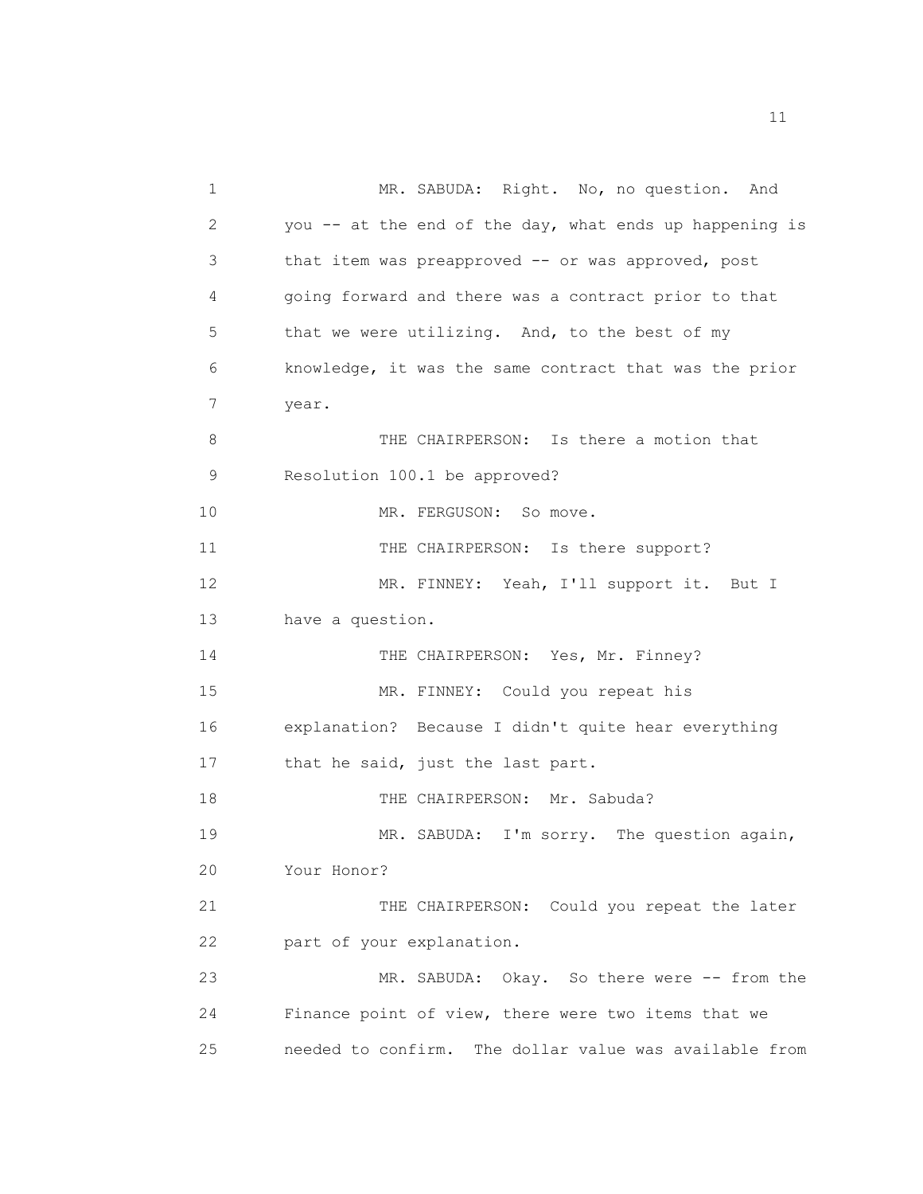MR. SABUDA: Right. No, no question. And you -- at the end of the day, what ends up happening is that item was preapproved -- or was approved, post going forward and there was a contract prior to that that we were utilizing. And, to the best of my knowledge, it was the same contract that was the prior year.

THE CHAIRPERSON: Is there a motion that Resolution 100.1 be approved?

MR. FERGUSON: So move.

THE CHAIRPERSON: Is there support?

MR. FINNEY: Yeah, I'll support it. But I have a question.

THE CHAIRPERSON: Yes, Mr. Finney?

MR. FINNEY: Could you repeat his explanation? Because I didn't quite hear everything that he said, just the last part.

THE CHAIRPERSON: Mr. Sabuda?

MR. SABUDA: I'm sorry. The question again, Your Honor?

THE CHAIRPERSON: Could you repeat the later part of your explanation.

MR. SABUDA: Okay. So there were -- from the Finance point of view, there were two items that we needed to confirm. The dollar value was available from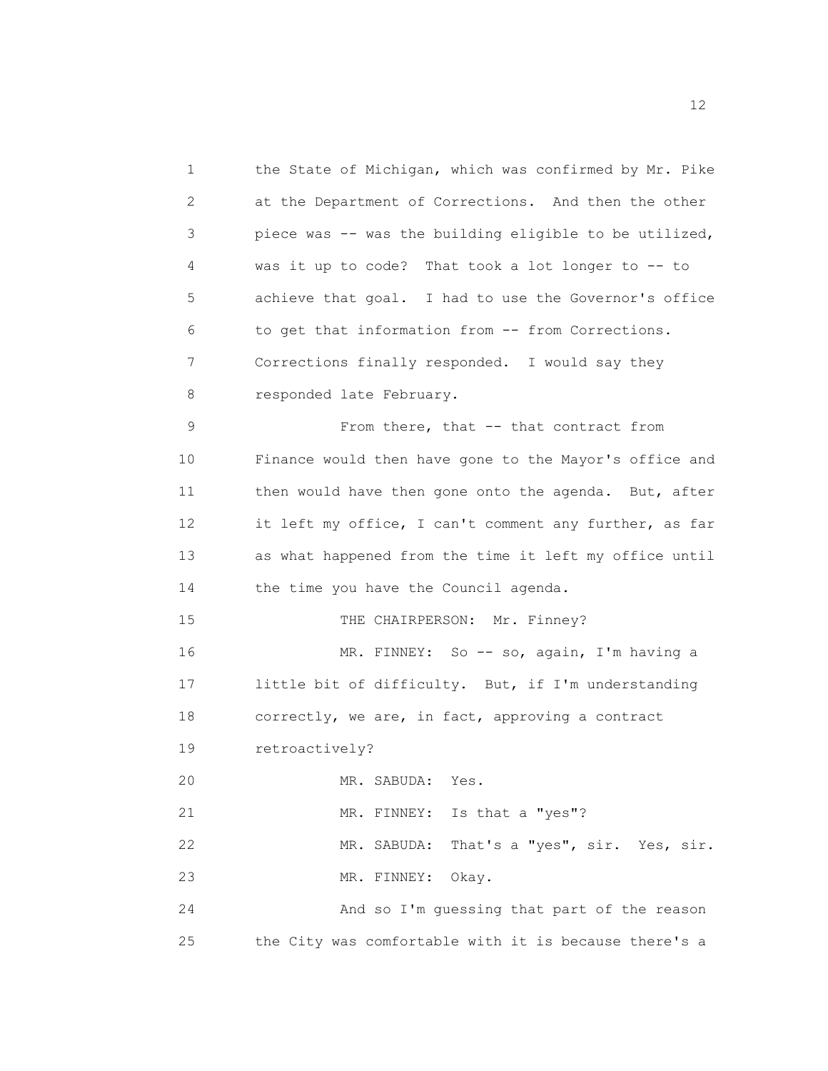1 the State of Michigan, which was confirmed by Mr. Pike
2 at the Department of Corrections. And then the other
3 piece was -- was the building eligible to be utilized,
4 was it up to code? That took a lot longer to -- to
5 achieve that goal. I had to use the Governor's office
6 to get that information from -- from Corrections.
7 Corrections finally responded. I would say they
8 responded late February.
9 From there, that -- that contract from
10 Finance would then have gone to the Mayor's office and
11 then would have then gone onto the agenda. But, after
12 it left my office, I can't comment any further, as far
13 as what happened from the time it left my office until
14 the time you have the Council agenda.
15 THE CHAIRPERSON: Mr. Finney?
16 MR. FINNEY: So -- so, again, I'm having a
17 little bit of difficulty. But, if I'm understanding
18 correctly, we are, in fact, approving a contract
19 retroactively?
20 MR. SABUDA: Yes.
21 MR. FINNEY: Is that a "yes"?
22 MR. SABUDA: That's a "yes", sir. Yes, sir.
23 MR. FINNEY: Okay.
24 And so I'm guessing that part of the reason
25 the City was comfortable with it is because there's a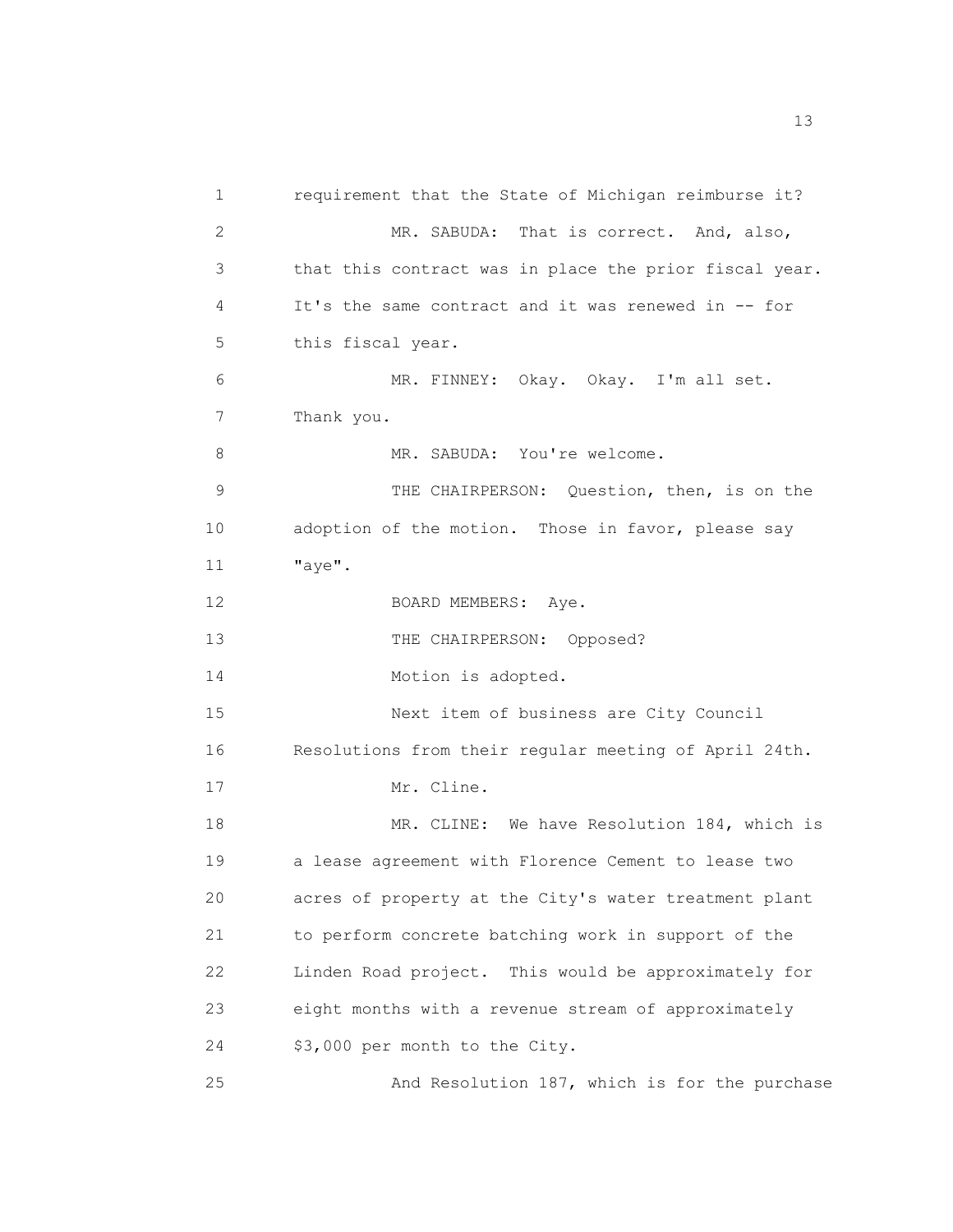requirement that the State of Michigan reimburse it?

MR. SABUDA: That is correct. And, also, that this contract was in place the prior fiscal year. It's the same contract and it was renewed in -- for this fiscal year.

MR. FINNEY: Okay. Okay. I'm all set. Thank you.

MR. SABUDA: You're welcome.

THE CHAIRPERSON: Question, then, is on the adoption of the motion. Those in favor, please say "aye".

BOARD MEMBERS: Aye.

THE CHAIRPERSON: Opposed?

Motion is adopted.

Next item of business are City Council Resolutions from their regular meeting of April 24th.

Mr. Cline.

MR. CLINE: We have Resolution 184, which is a lease agreement with Florence Cement to lease two acres of property at the City's water treatment plant to perform concrete batching work in support of the Linden Road project. This would be approximately for eight months with a revenue stream of approximately $3,000 per month to the City.

And Resolution 187, which is for the purchase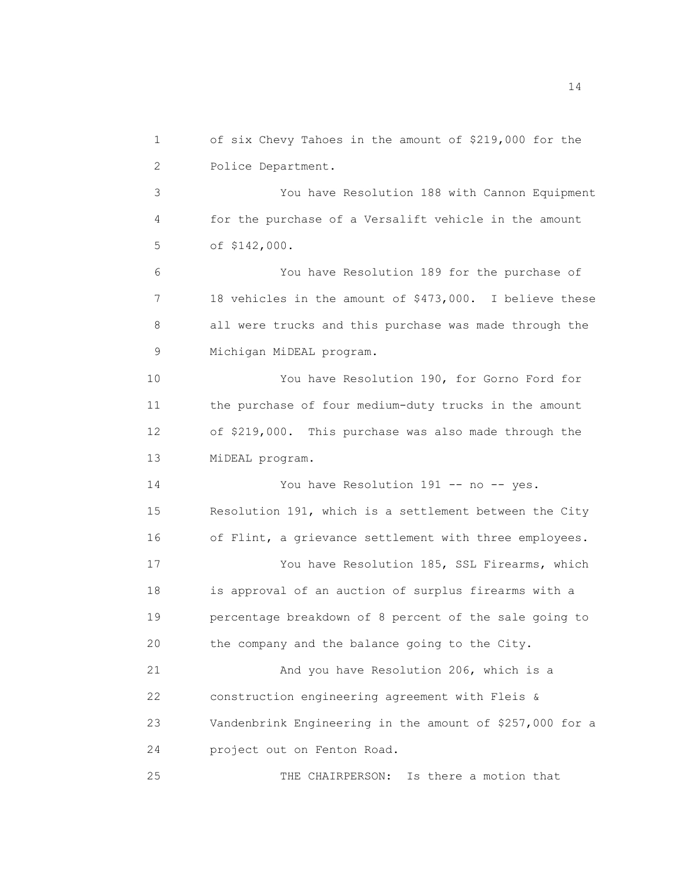of six Chevy Tahoes in the amount of $219,000 for the Police Department.

You have Resolution 188 with Cannon Equipment for the purchase of a Versalift vehicle in the amount of $142,000.

You have Resolution 189 for the purchase of 18 vehicles in the amount of $473,000. I believe these all were trucks and this purchase was made through the Michigan MiDEAL program.

You have Resolution 190, for Gorno Ford for the purchase of four medium-duty trucks in the amount of $219,000. This purchase was also made through the MiDEAL program.

You have Resolution 191 -- no -- yes. Resolution 191, which is a settlement between the City of Flint, a grievance settlement with three employees.

You have Resolution 185, SSL Firearms, which is approval of an auction of surplus firearms with a percentage breakdown of 8 percent of the sale going to the company and the balance going to the City.

And you have Resolution 206, which is a construction engineering agreement with Fleis & Vandenbrink Engineering in the amount of $257,000 for a project out on Fenton Road.

THE CHAIRPERSON: Is there a motion that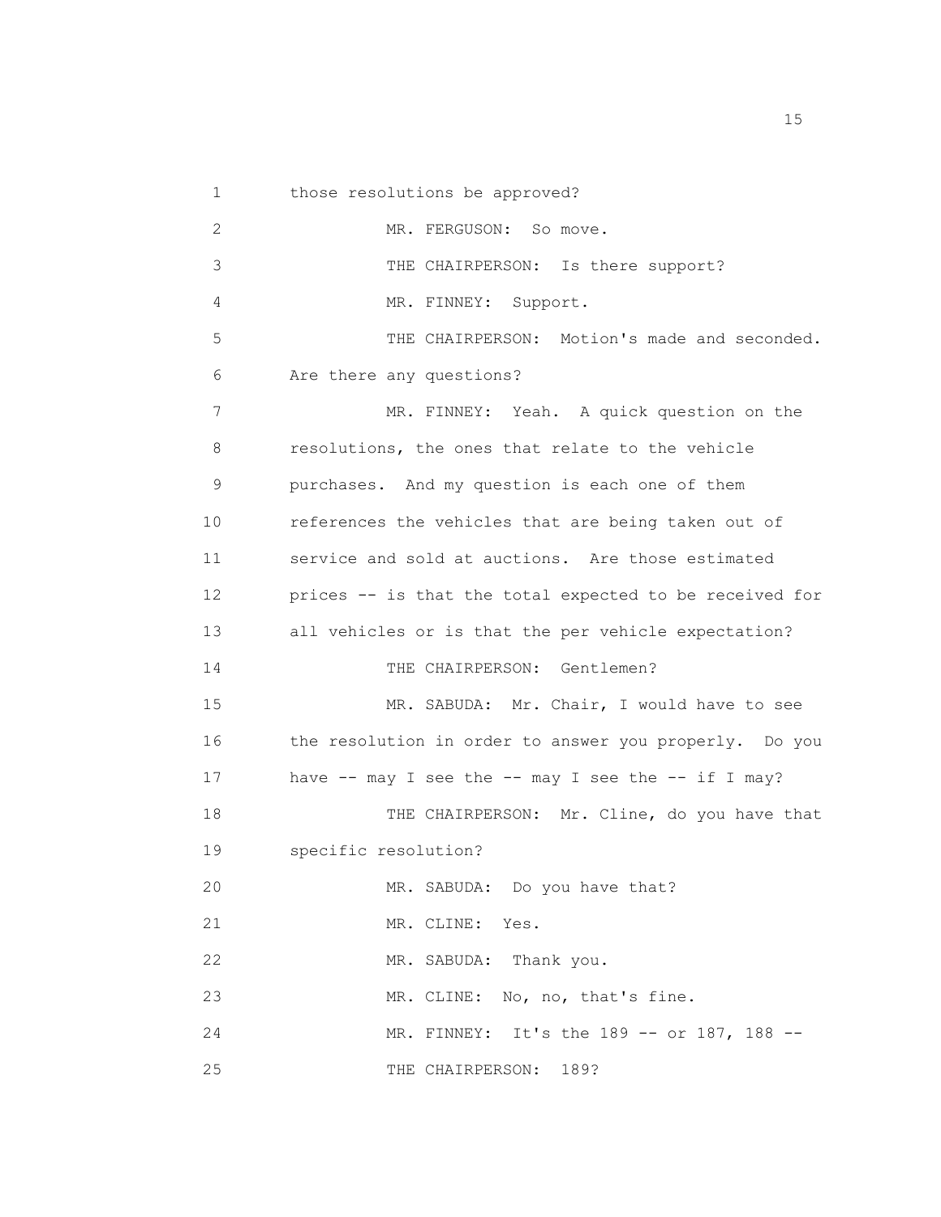those resolutions be approved?

MR. FERGUSON: So move.

THE CHAIRPERSON: Is there support?

MR. FINNEY: Support.

THE CHAIRPERSON: Motion's made and seconded. Are there any questions?

MR. FINNEY: Yeah. A quick question on the resolutions, the ones that relate to the vehicle purchases. And my question is each one of them references the vehicles that are being taken out of service and sold at auctions. Are those estimated prices -- is that the total expected to be received for all vehicles or is that the per vehicle expectation?

THE CHAIRPERSON: Gentlemen?

MR. SABUDA: Mr. Chair, I would have to see the resolution in order to answer you properly. Do you have -- may I see the -- may I see the -- if I may?

THE CHAIRPERSON: Mr. Cline, do you have that specific resolution?

MR. SABUDA: Do you have that?

MR. CLINE: Yes.

MR. SABUDA: Thank you.

MR. CLINE: No, no, that's fine.

MR. FINNEY: It's the 189 -- or 187, 188 --

THE CHAIRPERSON: 189?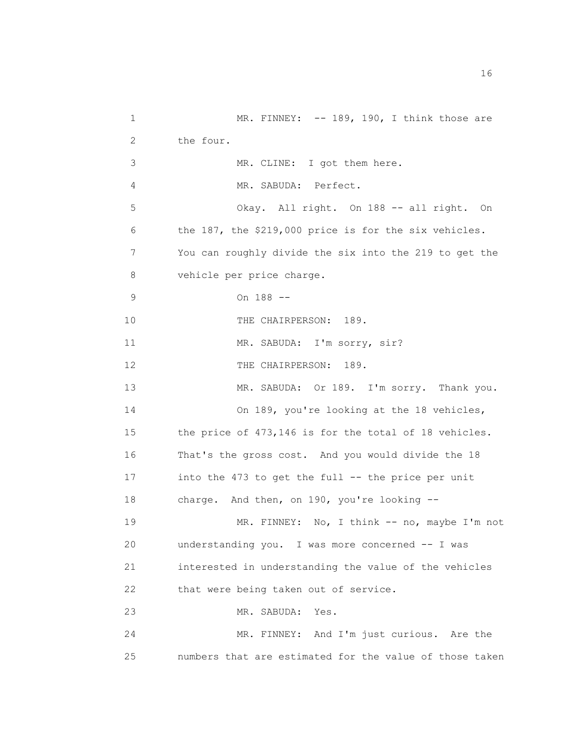MR. FINNEY: -- 189, 190, I think those are the four.

MR. CLINE: I got them here.

MR. SABUDA: Perfect.

Okay. All right. On 188 -- all right. On the 187, the $219,000 price is for the six vehicles. You can roughly divide the six into the 219 to get the vehicle per price charge.

On 188 --

THE CHAIRPERSON: 189.

MR. SABUDA: I'm sorry, sir?

THE CHAIRPERSON: 189.

MR. SABUDA: Or 189. I'm sorry. Thank you.

On 189, you're looking at the 18 vehicles, the price of 473,146 is for the total of 18 vehicles. That's the gross cost. And you would divide the 18 into the 473 to get the full -- the price per unit charge. And then, on 190, you're looking --

MR. FINNEY: No, I think -- no, maybe I'm not understanding you. I was more concerned -- I was interested in understanding the value of the vehicles that were being taken out of service.

MR. SABUDA: Yes.

MR. FINNEY: And I'm just curious. Are the numbers that are estimated for the value of those taken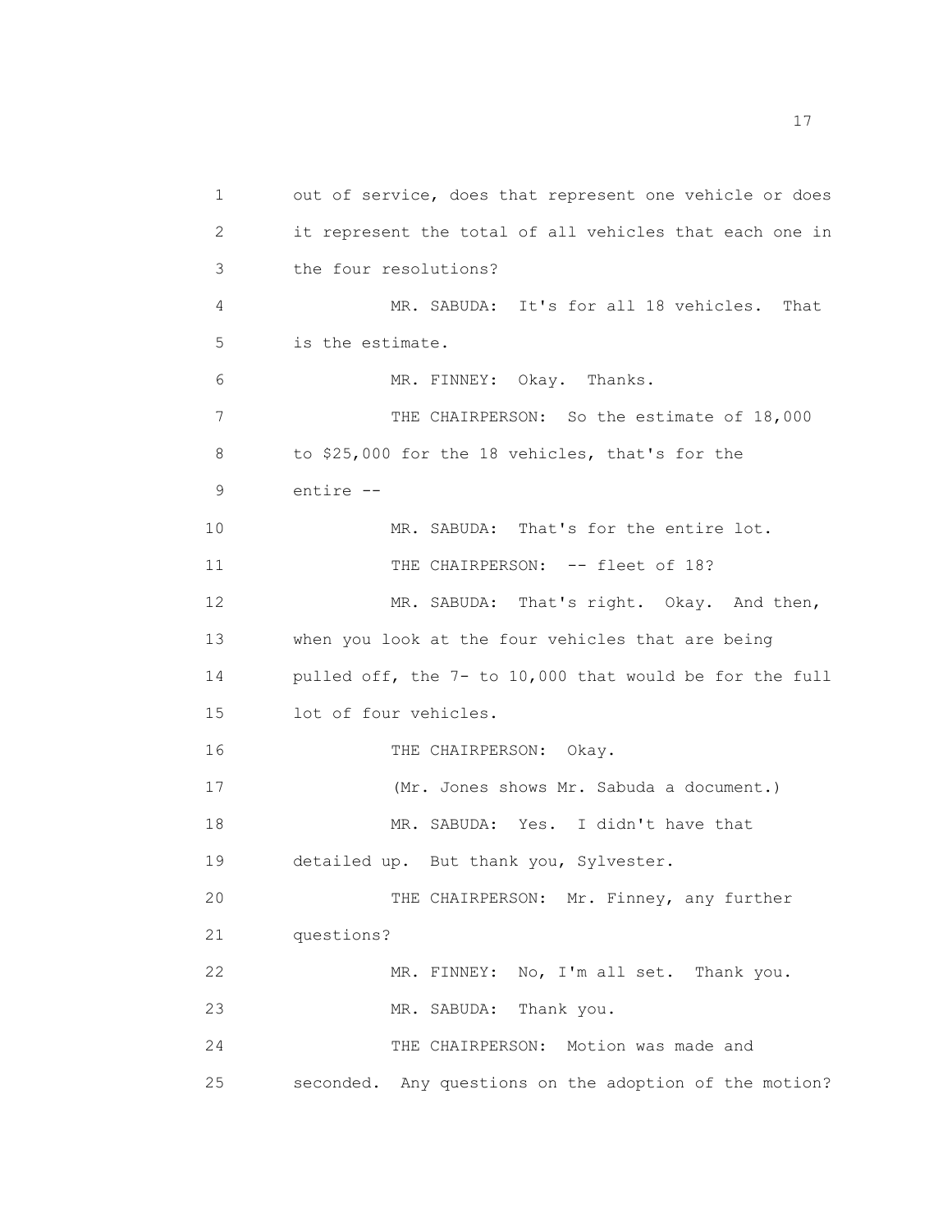out of service, does that represent one vehicle or does it represent the total of all vehicles that each one in the four resolutions?

MR. SABUDA: It's for all 18 vehicles. That is the estimate.

MR. FINNEY: Okay. Thanks.

THE CHAIRPERSON: So the estimate of 18,000 to $25,000 for the 18 vehicles, that's for the entire --

MR. SABUDA: That's for the entire lot.

THE CHAIRPERSON: -- fleet of 18?

MR. SABUDA: That's right. Okay. And then, when you look at the four vehicles that are being pulled off, the 7- to 10,000 that would be for the full lot of four vehicles.

THE CHAIRPERSON: Okay.

(Mr. Jones shows Mr. Sabuda a document.)

MR. SABUDA: Yes. I didn't have that detailed up. But thank you, Sylvester.

THE CHAIRPERSON: Mr. Finney, any further questions?

MR. FINNEY: No, I'm all set. Thank you.

MR. SABUDA: Thank you.

THE CHAIRPERSON: Motion was made and seconded. Any questions on the adoption of the motion?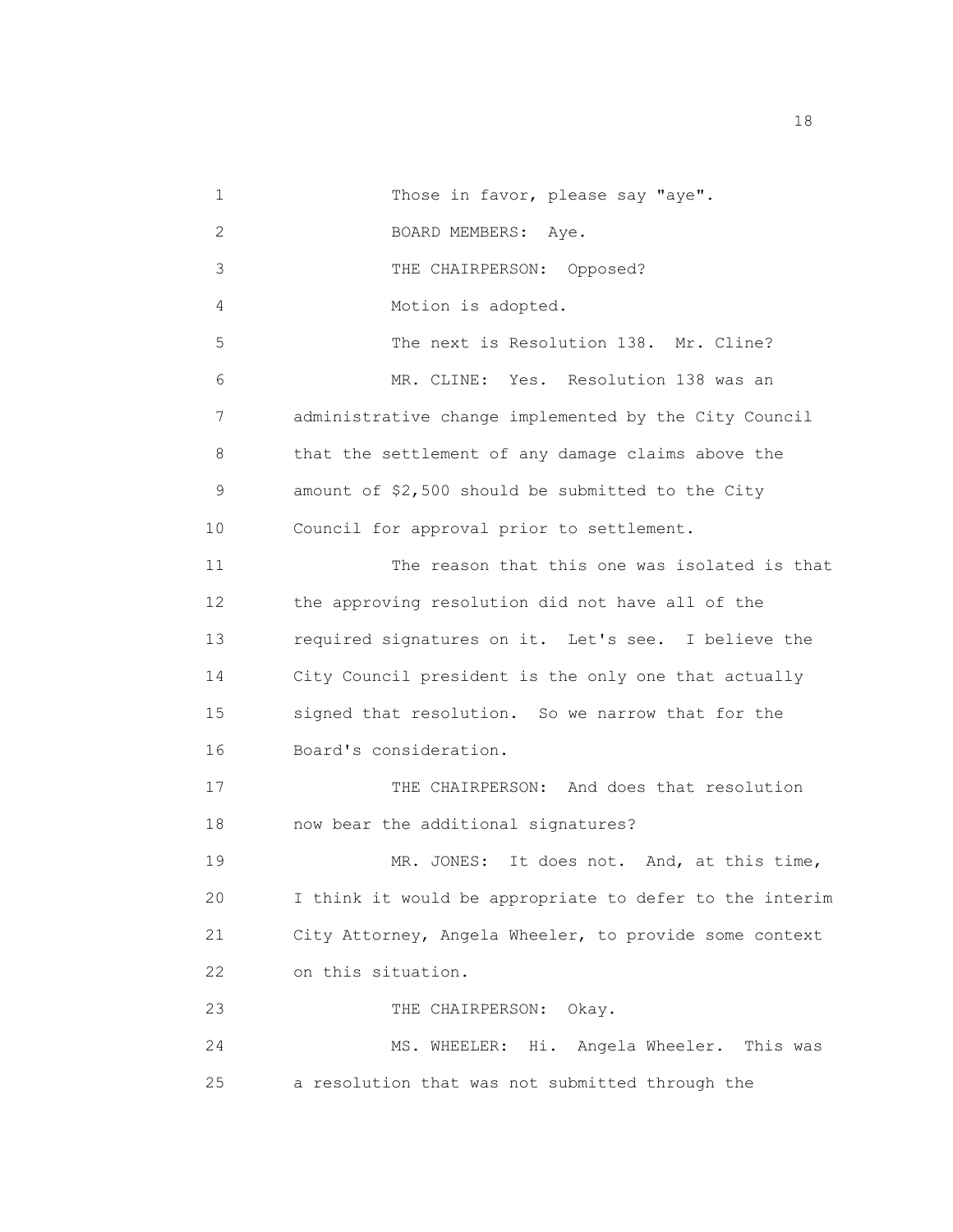Those in favor, please say "aye".

BOARD MEMBERS: Aye.

THE CHAIRPERSON: Opposed?

Motion is adopted.

The next is Resolution 138. Mr. Cline?

MR. CLINE: Yes. Resolution 138 was an administrative change implemented by the City Council that the settlement of any damage claims above the amount of $2,500 should be submitted to the City Council for approval prior to settlement.

The reason that this one was isolated is that the approving resolution did not have all of the required signatures on it. Let's see. I believe the City Council president is the only one that actually signed that resolution. So we narrow that for the Board's consideration.

THE CHAIRPERSON: And does that resolution now bear the additional signatures?

MR. JONES: It does not. And, at this time, I think it would be appropriate to defer to the interim City Attorney, Angela Wheeler, to provide some context on this situation.

THE CHAIRPERSON: Okay.

MS. WHEELER: Hi. Angela Wheeler. This was a resolution that was not submitted through the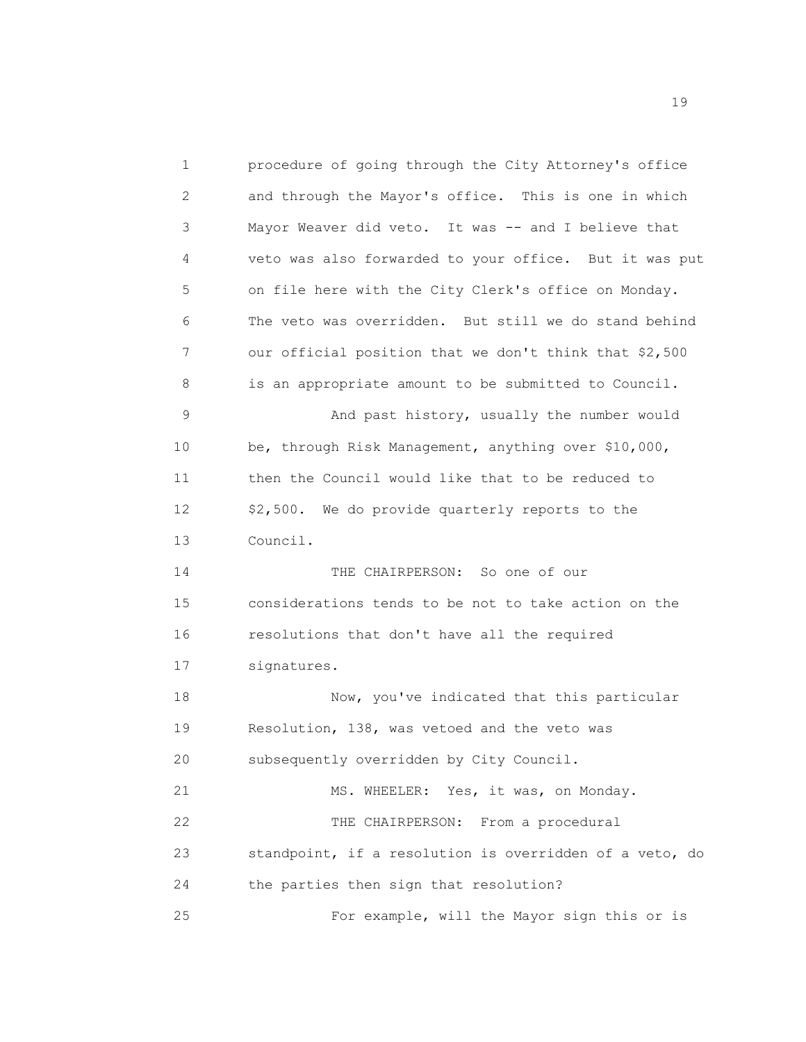procedure of going through the City Attorney's office and through the Mayor's office. This is one in which Mayor Weaver did veto. It was -- and I believe that veto was also forwarded to your office. But it was put on file here with the City Clerk's office on Monday. The veto was overridden. But still we do stand behind our official position that we don't think that $2,500 is an appropriate amount to be submitted to Council.

And past history, usually the number would be, through Risk Management, anything over $10,000, then the Council would like that to be reduced to $2,500. We do provide quarterly reports to the Council.

THE CHAIRPERSON: So one of our considerations tends to be not to take action on the resolutions that don't have all the required signatures.

Now, you've indicated that this particular Resolution, 138, was vetoed and the veto was subsequently overridden by City Council.

MS. WHEELER: Yes, it was, on Monday.

THE CHAIRPERSON: From a procedural standpoint, if a resolution is overridden of a veto, do the parties then sign that resolution?

For example, will the Mayor sign this or is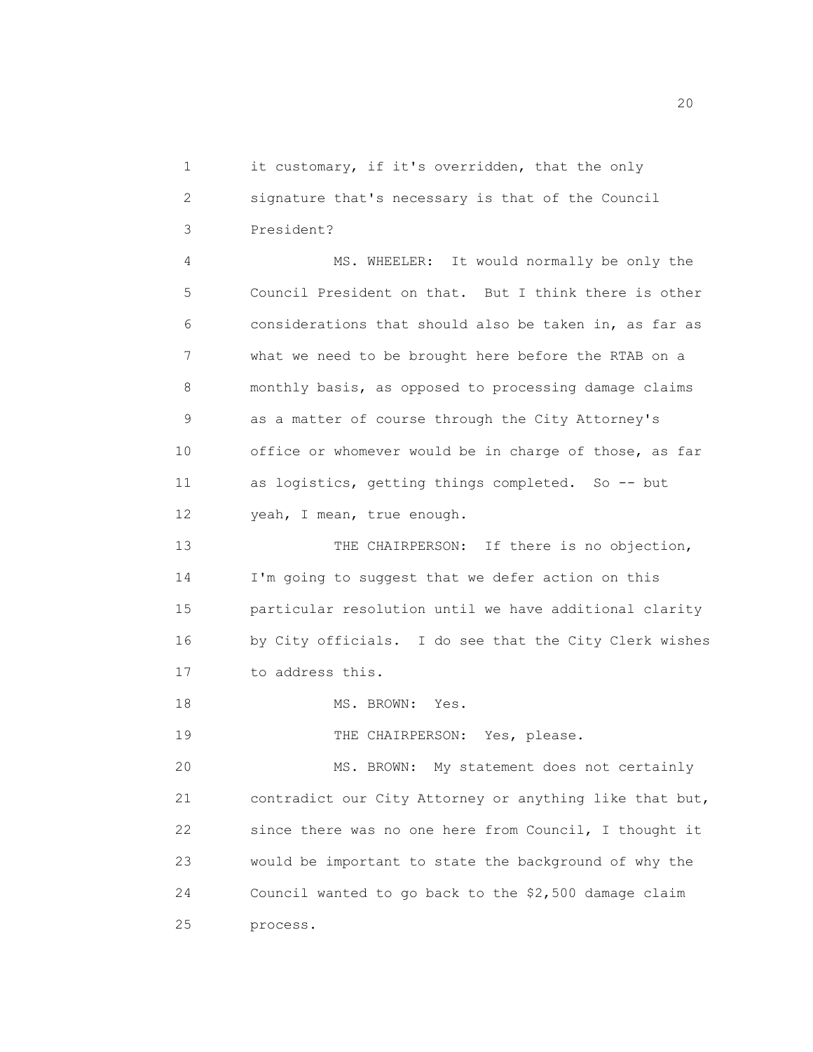it customary, if it's overridden, that the only signature that's necessary is that of the Council President?

MS. WHEELER: It would normally be only the Council President on that. But I think there is other considerations that should also be taken in, as far as what we need to be brought here before the RTAB on a monthly basis, as opposed to processing damage claims as a matter of course through the City Attorney's office or whomever would be in charge of those, as far as logistics, getting things completed. So -- but yeah, I mean, true enough.

THE CHAIRPERSON: If there is no objection, I'm going to suggest that we defer action on this particular resolution until we have additional clarity by City officials. I do see that the City Clerk wishes to address this.

MS. BROWN: Yes.

THE CHAIRPERSON: Yes, please.

MS. BROWN: My statement does not certainly contradict our City Attorney or anything like that but, since there was no one here from Council, I thought it would be important to state the background of why the Council wanted to go back to the $2,500 damage claim process.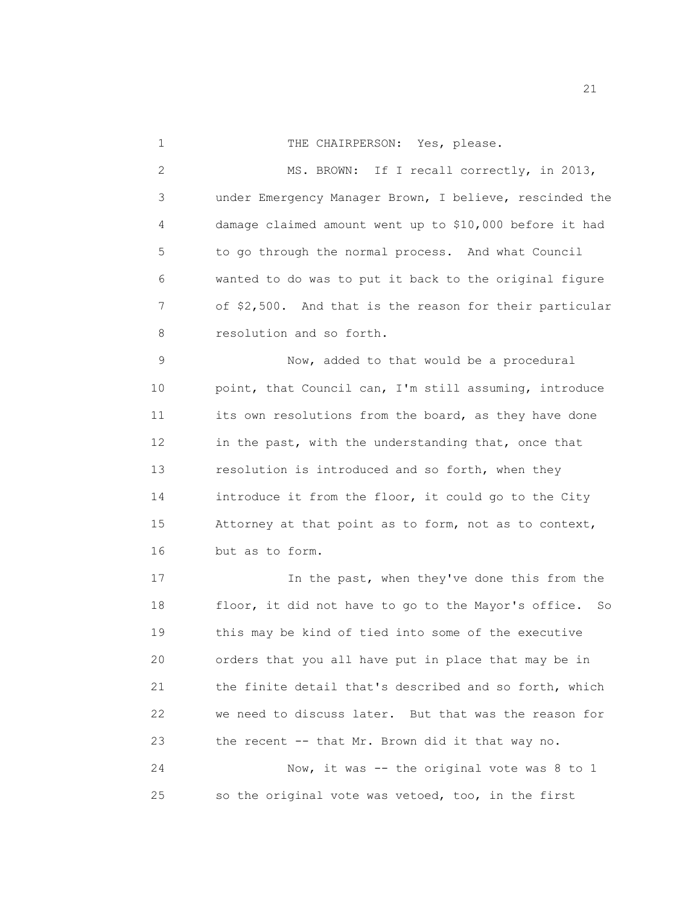THE CHAIRPERSON: Yes, please.

MS. BROWN: If I recall correctly, in 2013, under Emergency Manager Brown, I believe, rescinded the damage claimed amount went up to $10,000 before it had to go through the normal process. And what Council wanted to do was to put it back to the original figure of $2,500. And that is the reason for their particular resolution and so forth.

Now, added to that would be a procedural point, that Council can, I'm still assuming, introduce its own resolutions from the board, as they have done in the past, with the understanding that, once that resolution is introduced and so forth, when they introduce it from the floor, it could go to the City Attorney at that point as to form, not as to context, but as to form.

In the past, when they've done this from the floor, it did not have to go to the Mayor's office. So this may be kind of tied into some of the executive orders that you all have put in place that may be in the finite detail that's described and so forth, which we need to discuss later. But that was the reason for the recent -- that Mr. Brown did it that way no.

Now, it was -- the original vote was 8 to 1 so the original vote was vetoed, too, in the first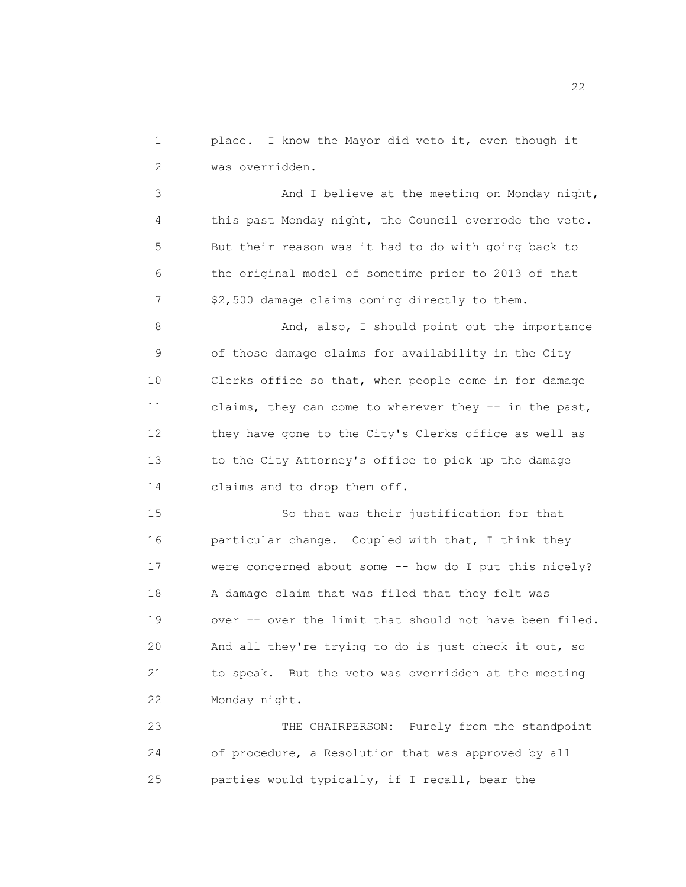place. I know the Mayor did veto it, even though it was overridden.

And I believe at the meeting on Monday night, this past Monday night, the Council overrode the veto. But their reason was it had to do with going back to the original model of sometime prior to 2013 of that $2,500 damage claims coming directly to them.

And, also, I should point out the importance of those damage claims for availability in the City Clerks office so that, when people come in for damage claims, they can come to wherever they -- in the past, they have gone to the City's Clerks office as well as to the City Attorney's office to pick up the damage claims and to drop them off.

So that was their justification for that particular change. Coupled with that, I think they were concerned about some -- how do I put this nicely? A damage claim that was filed that they felt was over -- over the limit that should not have been filed. And all they're trying to do is just check it out, so to speak. But the veto was overridden at the meeting Monday night.

THE CHAIRPERSON: Purely from the standpoint of procedure, a Resolution that was approved by all parties would typically, if I recall, bear the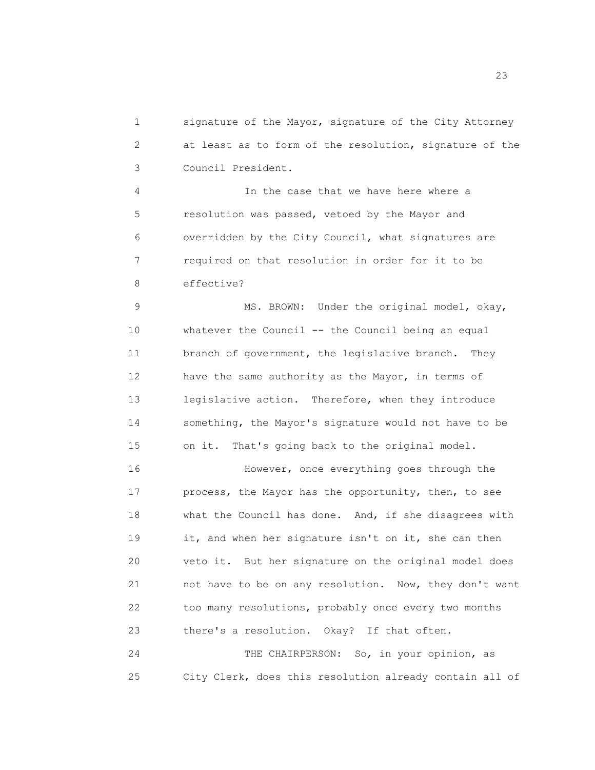signature of the Mayor, signature of the City Attorney at least as to form of the resolution, signature of the Council President.

In the case that we have here where a resolution was passed, vetoed by the Mayor and overridden by the City Council, what signatures are required on that resolution in order for it to be effective?

MS. BROWN: Under the original model, okay, whatever the Council -- the Council being an equal branch of government, the legislative branch. They have the same authority as the Mayor, in terms of legislative action. Therefore, when they introduce something, the Mayor's signature would not have to be on it. That's going back to the original model.

However, once everything goes through the process, the Mayor has the opportunity, then, to see what the Council has done. And, if she disagrees with it, and when her signature isn't on it, she can then veto it. But her signature on the original model does not have to be on any resolution. Now, they don't want too many resolutions, probably once every two months there's a resolution. Okay? If that often.

THE CHAIRPERSON: So, in your opinion, as City Clerk, does this resolution already contain all of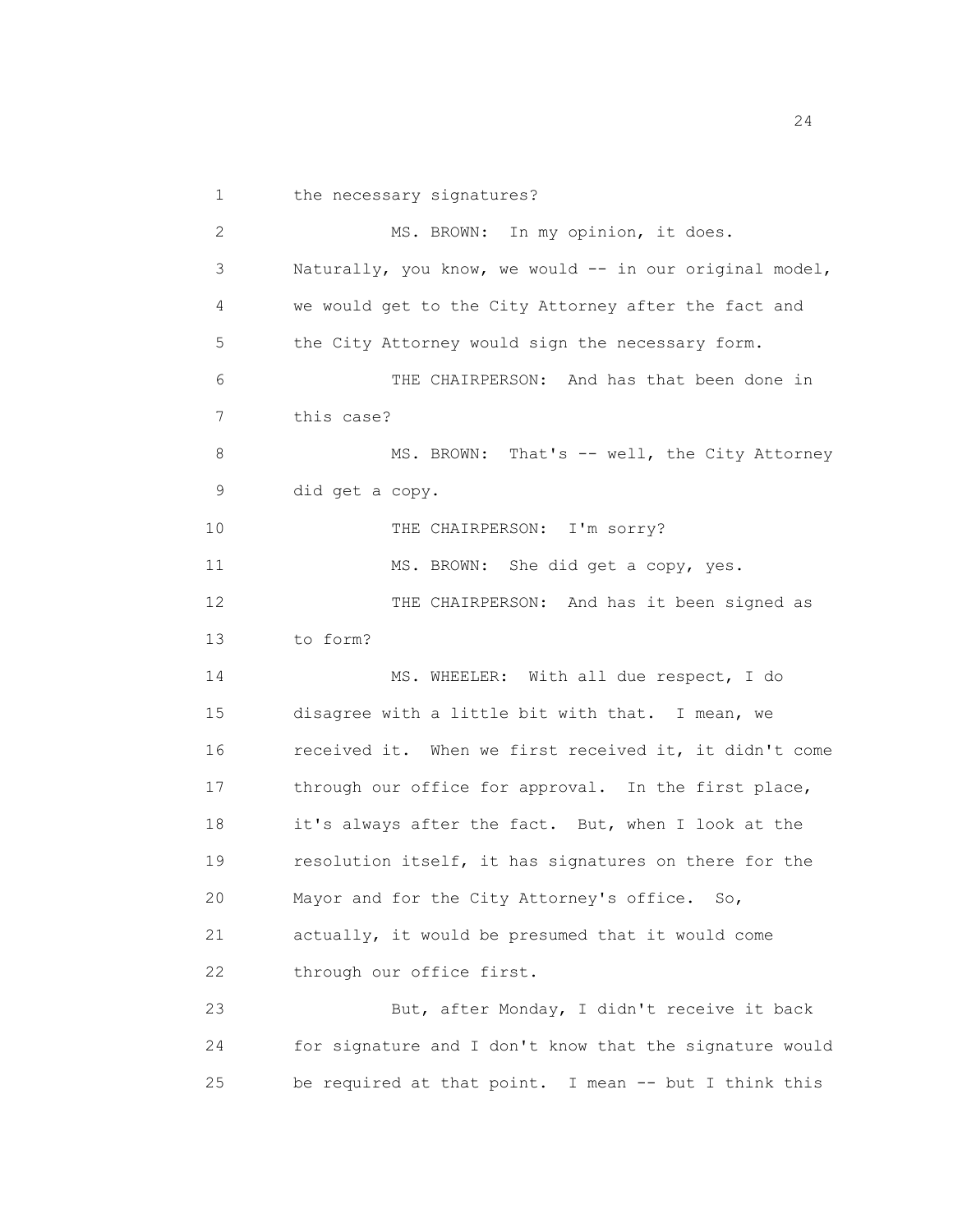the necessary signatures?

MS. BROWN: In my opinion, it does. Naturally, you know, we would -- in our original model, we would get to the City Attorney after the fact and the City Attorney would sign the necessary form.

THE CHAIRPERSON: And has that been done in this case?

MS. BROWN: That's -- well, the City Attorney did get a copy.

THE CHAIRPERSON: I'm sorry?

MS. BROWN: She did get a copy, yes.

THE CHAIRPERSON: And has it been signed as to form?

MS. WHEELER: With all due respect, I do disagree with a little bit with that. I mean, we received it. When we first received it, it didn't come through our office for approval. In the first place, it's always after the fact. But, when I look at the resolution itself, it has signatures on there for the Mayor and for the City Attorney's office. So, actually, it would be presumed that it would come through our office first.

But, after Monday, I didn't receive it back for signature and I don't know that the signature would be required at that point. I mean -- but I think this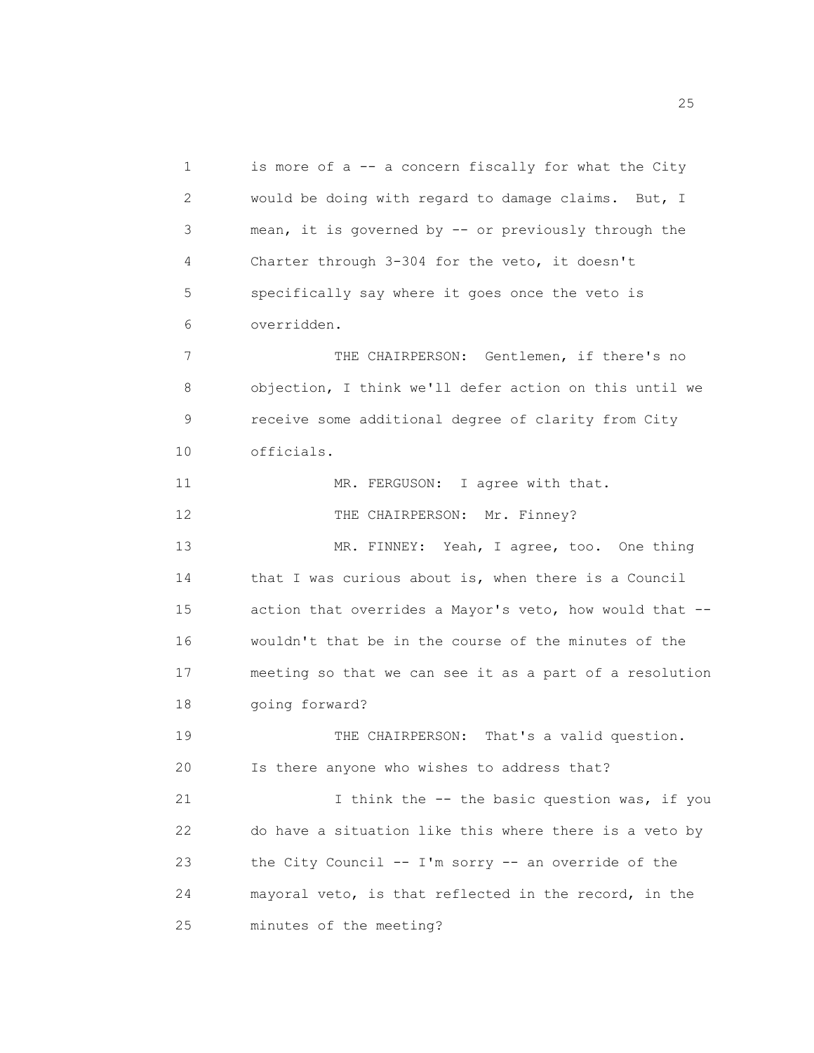is more of a -- a concern fiscally for what the City would be doing with regard to damage claims. But, I mean, it is governed by -- or previously through the Charter through 3-304 for the veto, it doesn't specifically say where it goes once the veto is overridden.

THE CHAIRPERSON: Gentlemen, if there's no objection, I think we'll defer action on this until we receive some additional degree of clarity from City officials.

MR. FERGUSON: I agree with that.

THE CHAIRPERSON: Mr. Finney?

MR. FINNEY: Yeah, I agree, too. One thing that I was curious about is, when there is a Council action that overrides a Mayor's veto, how would that -- wouldn't that be in the course of the minutes of the meeting so that we can see it as a part of a resolution going forward?

THE CHAIRPERSON: That's a valid question. Is there anyone who wishes to address that?

I think the -- the basic question was, if you do have a situation like this where there is a veto by the City Council -- I'm sorry -- an override of the mayoral veto, is that reflected in the record, in the minutes of the meeting?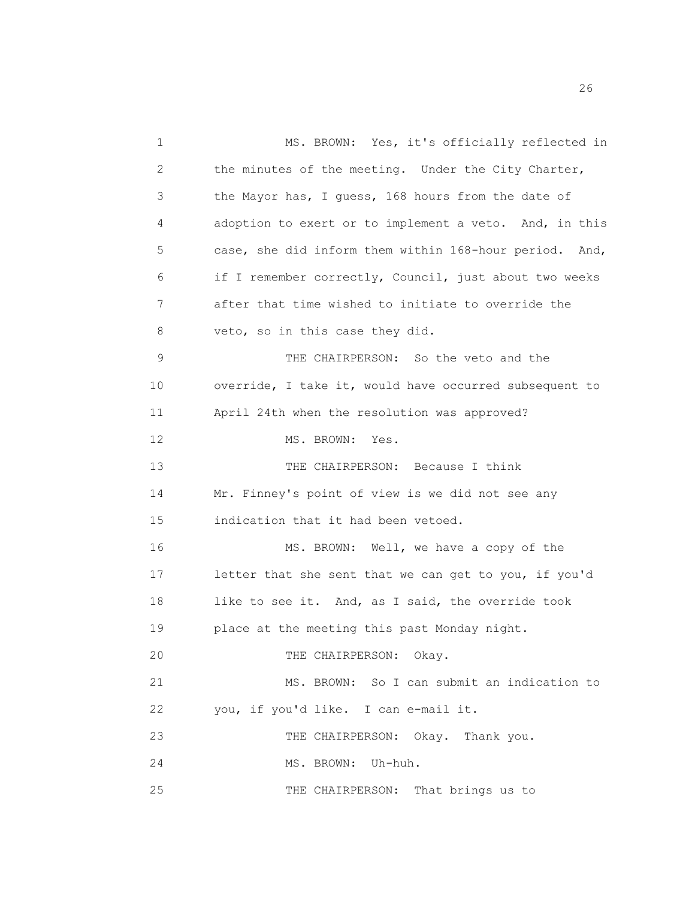MS. BROWN: Yes, it's officially reflected in the minutes of the meeting. Under the City Charter, the Mayor has, I guess, 168 hours from the date of adoption to exert or to implement a veto. And, in this case, she did inform them within 168-hour period. And, if I remember correctly, Council, just about two weeks after that time wished to initiate to override the veto, so in this case they did.

THE CHAIRPERSON: So the veto and the override, I take it, would have occurred subsequent to April 24th when the resolution was approved?

MS. BROWN: Yes.

THE CHAIRPERSON: Because I think Mr. Finney's point of view is we did not see any indication that it had been vetoed.

MS. BROWN: Well, we have a copy of the letter that she sent that we can get to you, if you'd like to see it. And, as I said, the override took place at the meeting this past Monday night.

THE CHAIRPERSON: Okay.

MS. BROWN: So I can submit an indication to you, if you'd like. I can e-mail it.

THE CHAIRPERSON: Okay. Thank you.

MS. BROWN: Uh-huh.

THE CHAIRPERSON: That brings us to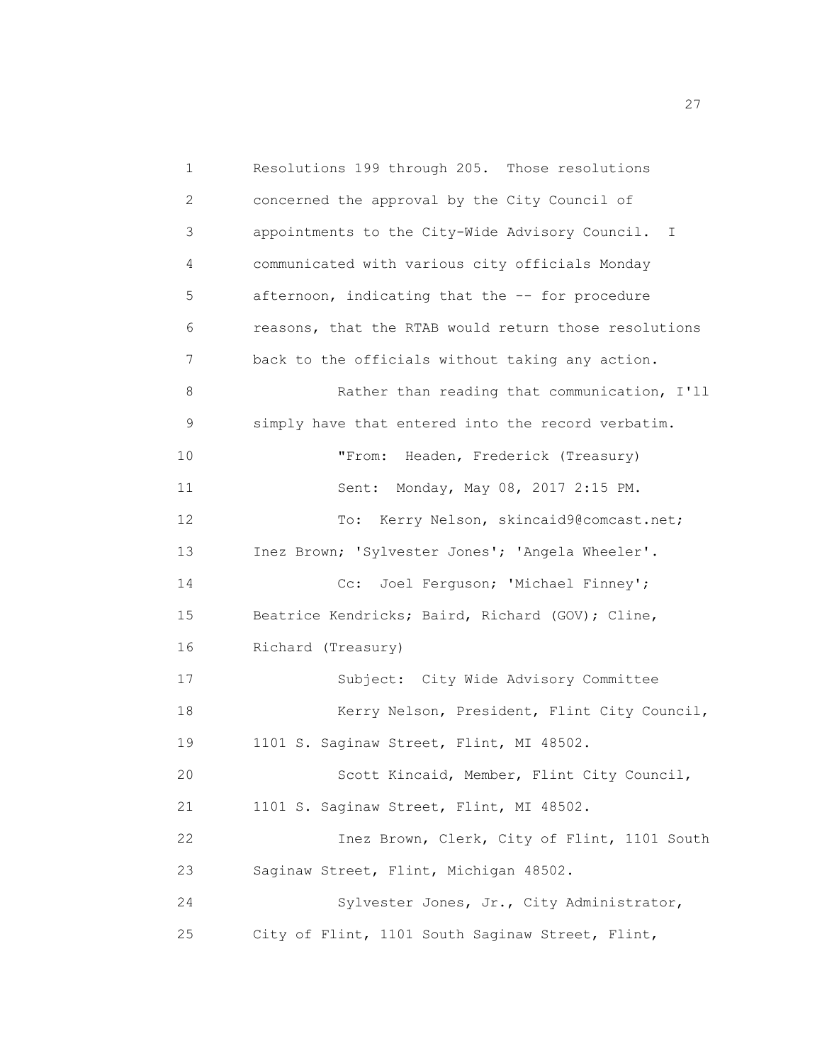Resolutions 199 through 205. Those resolutions concerned the approval by the City Council of appointments to the City-Wide Advisory Council. I communicated with various city officials Monday afternoon, indicating that the -- for procedure reasons, that the RTAB would return those resolutions back to the officials without taking any action.

Rather than reading that communication, I'll simply have that entered into the record verbatim.

"From: Headen, Frederick (Treasury)

Sent: Monday, May 08, 2017 2:15 PM.

To: Kerry Nelson, skincaid9@comcast.net; Inez Brown; 'Sylvester Jones'; 'Angela Wheeler'.

Cc: Joel Ferguson; 'Michael Finney'; Beatrice Kendricks; Baird, Richard (GOV); Cline, Richard (Treasury)

Subject: City Wide Advisory Committee

Kerry Nelson, President, Flint City Council, 1101 S. Saginaw Street, Flint, MI 48502.

Scott Kincaid, Member, Flint City Council, 1101 S. Saginaw Street, Flint, MI 48502.

Inez Brown, Clerk, City of Flint, 1101 South Saginaw Street, Flint, Michigan 48502.

Sylvester Jones, Jr., City Administrator, City of Flint, 1101 South Saginaw Street, Flint,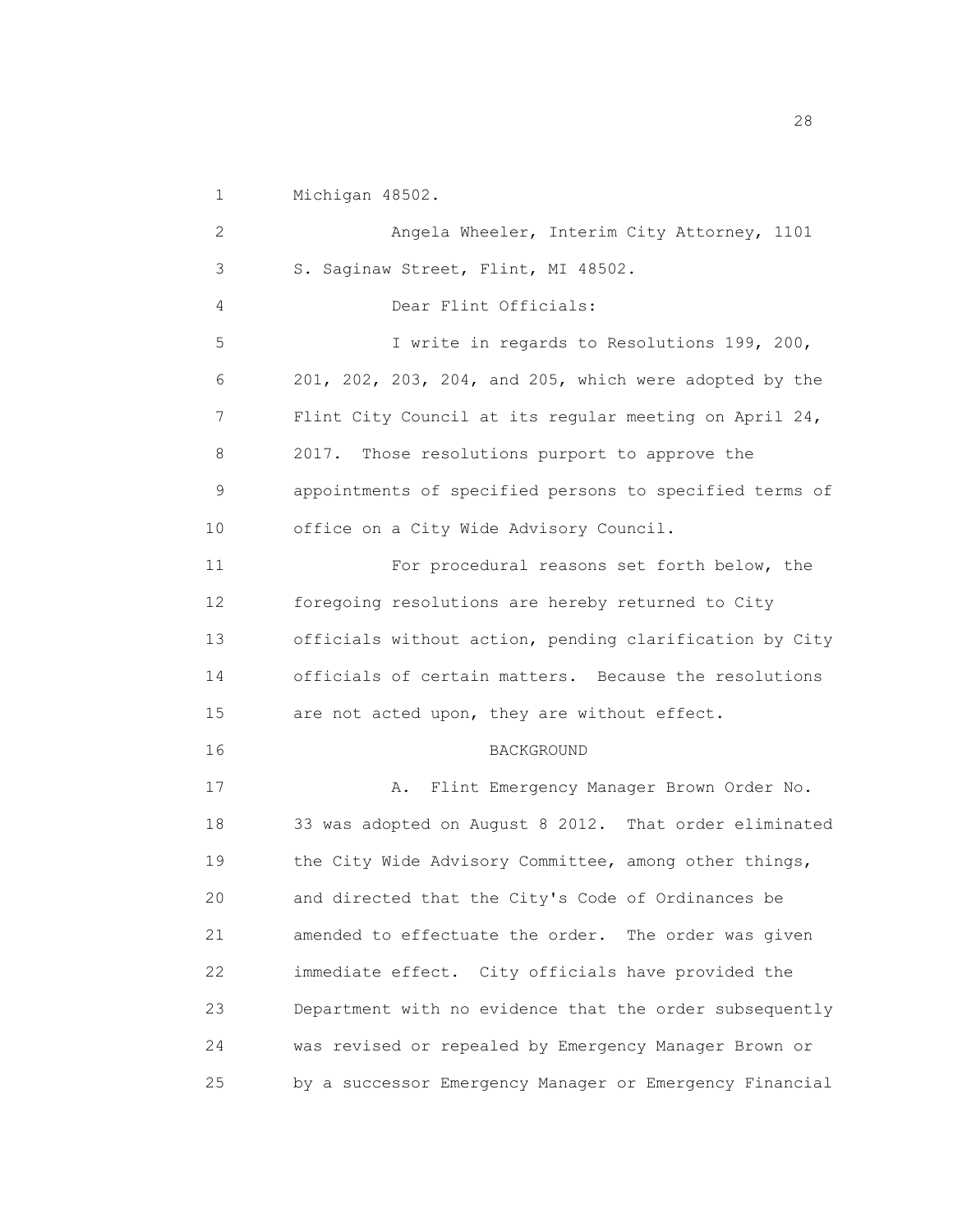Michigan 48502.

Angela Wheeler, Interim City Attorney, 1101 S. Saginaw Street, Flint, MI 48502.

Dear Flint Officials:

I write in regards to Resolutions 199, 200, 201, 202, 203, 204, and 205, which were adopted by the Flint City Council at its regular meeting on April 24, 2017. Those resolutions purport to approve the appointments of specified persons to specified terms of office on a City Wide Advisory Council.

For procedural reasons set forth below, the foregoing resolutions are hereby returned to City officials without action, pending clarification by City officials of certain matters. Because the resolutions are not acted upon, they are without effect.

BACKGROUND

A. Flint Emergency Manager Brown Order No. 33 was adopted on August 8 2012. That order eliminated the City Wide Advisory Committee, among other things, and directed that the City's Code of Ordinances be amended to effectuate the order. The order was given immediate effect. City officials have provided the Department with no evidence that the order subsequently was revised or repealed by Emergency Manager Brown or by a successor Emergency Manager or Emergency Financial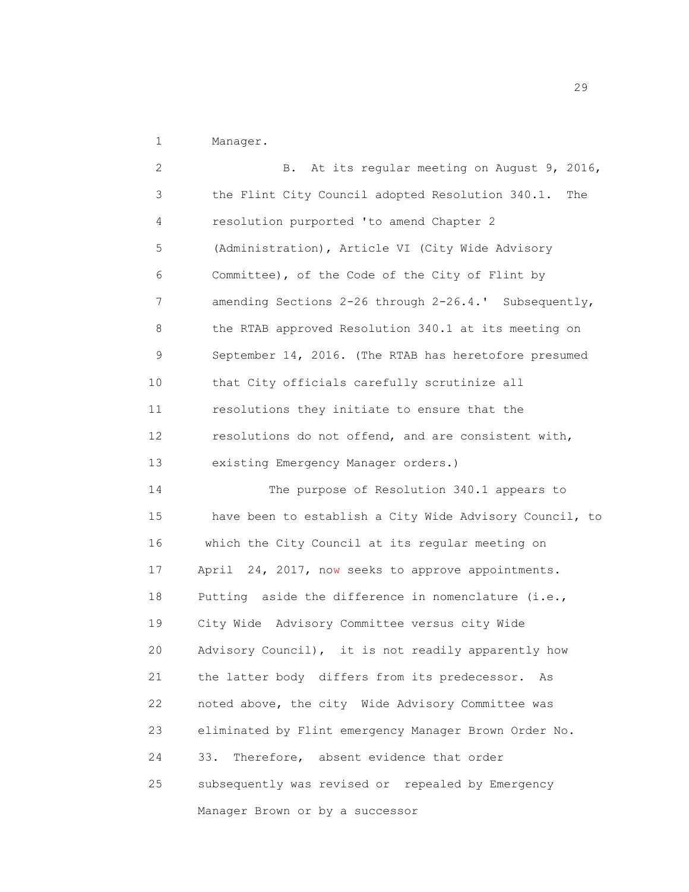Manager.

B. At its regular meeting on August 9, 2016, the Flint City Council adopted Resolution 340.1. The resolution purported 'to amend Chapter 2 (Administration), Article VI (City Wide Advisory Committee), of the Code of the City of Flint by amending Sections 2-26 through 2-26.4.' Subsequently, the RTAB approved Resolution 340.1 at its meeting on September 14, 2016. (The RTAB has heretofore presumed that City officials carefully scrutinize all resolutions they initiate to ensure that the resolutions do not offend, and are consistent with, existing Emergency Manager orders.)

The purpose of Resolution 340.1 appears to have been to establish a City Wide Advisory Council, to which the City Council at its regular meeting on April 24, 2017, now seeks to approve appointments. Putting aside the difference in nomenclature (i.e., City Wide Advisory Committee versus city Wide Advisory Council), it is not readily apparently how the latter body differs from its predecessor. As noted above, the city Wide Advisory Committee was eliminated by Flint emergency Manager Brown Order No. 33. Therefore, absent evidence that order subsequently was revised or repealed by Emergency Manager Brown or by a successor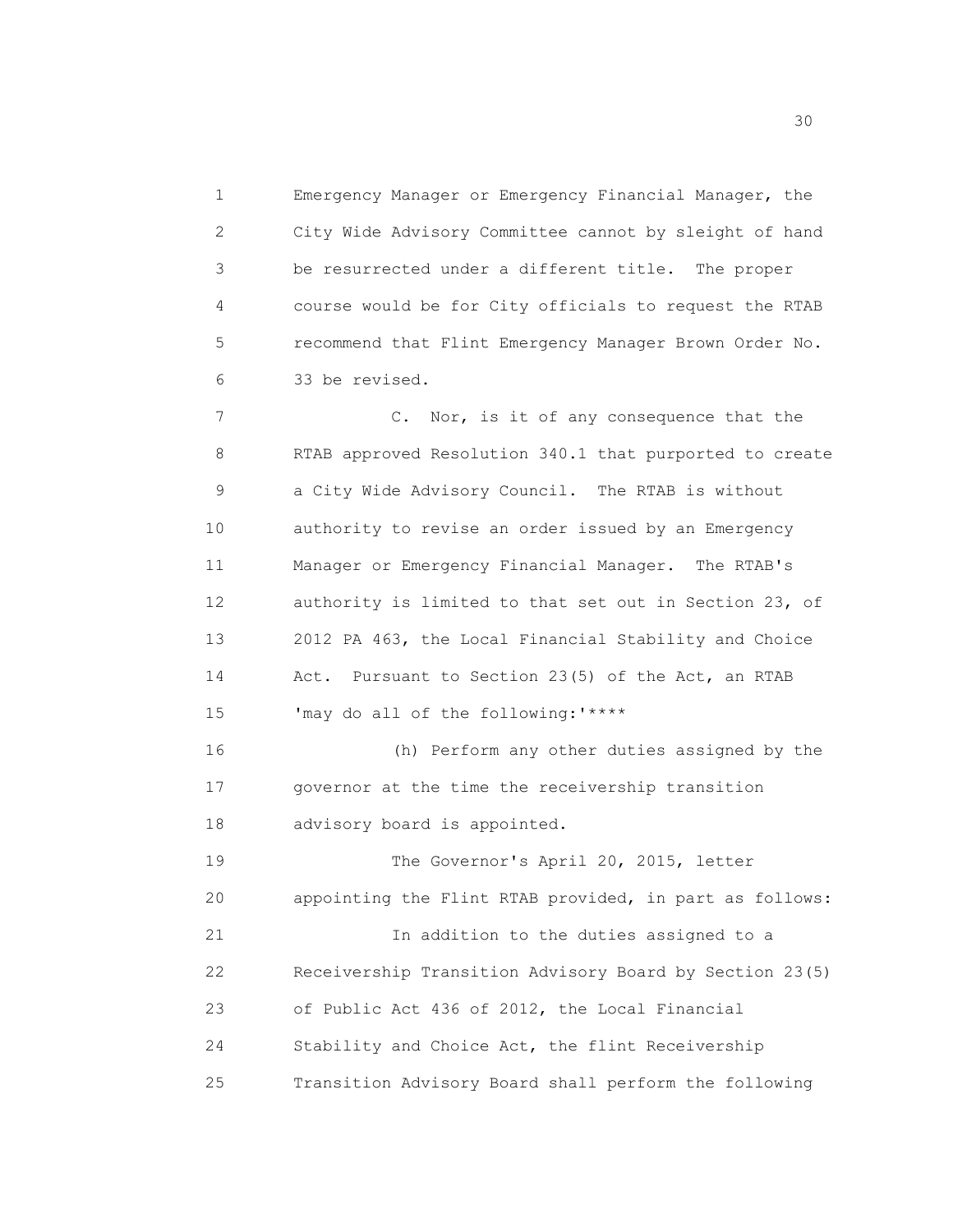Emergency Manager or Emergency Financial Manager, the City Wide Advisory Committee cannot by sleight of hand be resurrected under a different title. The proper course would be for City officials to request the RTAB recommend that Flint Emergency Manager Brown Order No. 33 be revised.

C. Nor, is it of any consequence that the RTAB approved Resolution 340.1 that purported to create a City Wide Advisory Council. The RTAB is without authority to revise an order issued by an Emergency Manager or Emergency Financial Manager. The RTAB's authority is limited to that set out in Section 23, of 2012 PA 463, the Local Financial Stability and Choice Act. Pursuant to Section 23(5) of the Act, an RTAB 'may do all of the following:'****

(h) Perform any other duties assigned by the governor at the time the receivership transition advisory board is appointed.

The Governor's April 20, 2015, letter appointing the Flint RTAB provided, in part as follows:

In addition to the duties assigned to a Receivership Transition Advisory Board by Section 23(5) of Public Act 436 of 2012, the Local Financial Stability and Choice Act, the flint Receivership Transition Advisory Board shall perform the following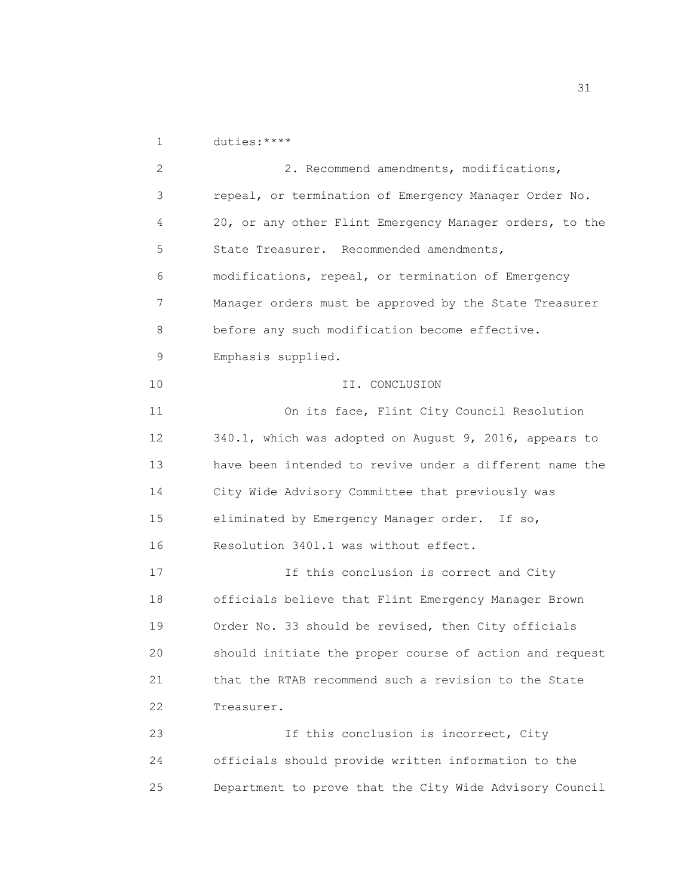duties:****

2. Recommend amendments, modifications, repeal, or termination of Emergency Manager Order No. 20, or any other Flint Emergency Manager orders, to the State Treasurer. Recommended amendments, modifications, repeal, or termination of Emergency Manager orders must be approved by the State Treasurer before any such modification become effective. Emphasis supplied.

## II. CONCLUSION

On its face, Flint City Council Resolution 340.1, which was adopted on August 9, 2016, appears to have been intended to revive under a different name the City Wide Advisory Committee that previously was eliminated by Emergency Manager order. If so, Resolution 340l.1 was without effect.

If this conclusion is correct and City officials believe that Flint Emergency Manager Brown Order No. 33 should be revised, then City officials should initiate the proper course of action and request that the RTAB recommend such a revision to the State Treasurer.

If this conclusion is incorrect, City officials should provide written information to the Department to prove that the City Wide Advisory Council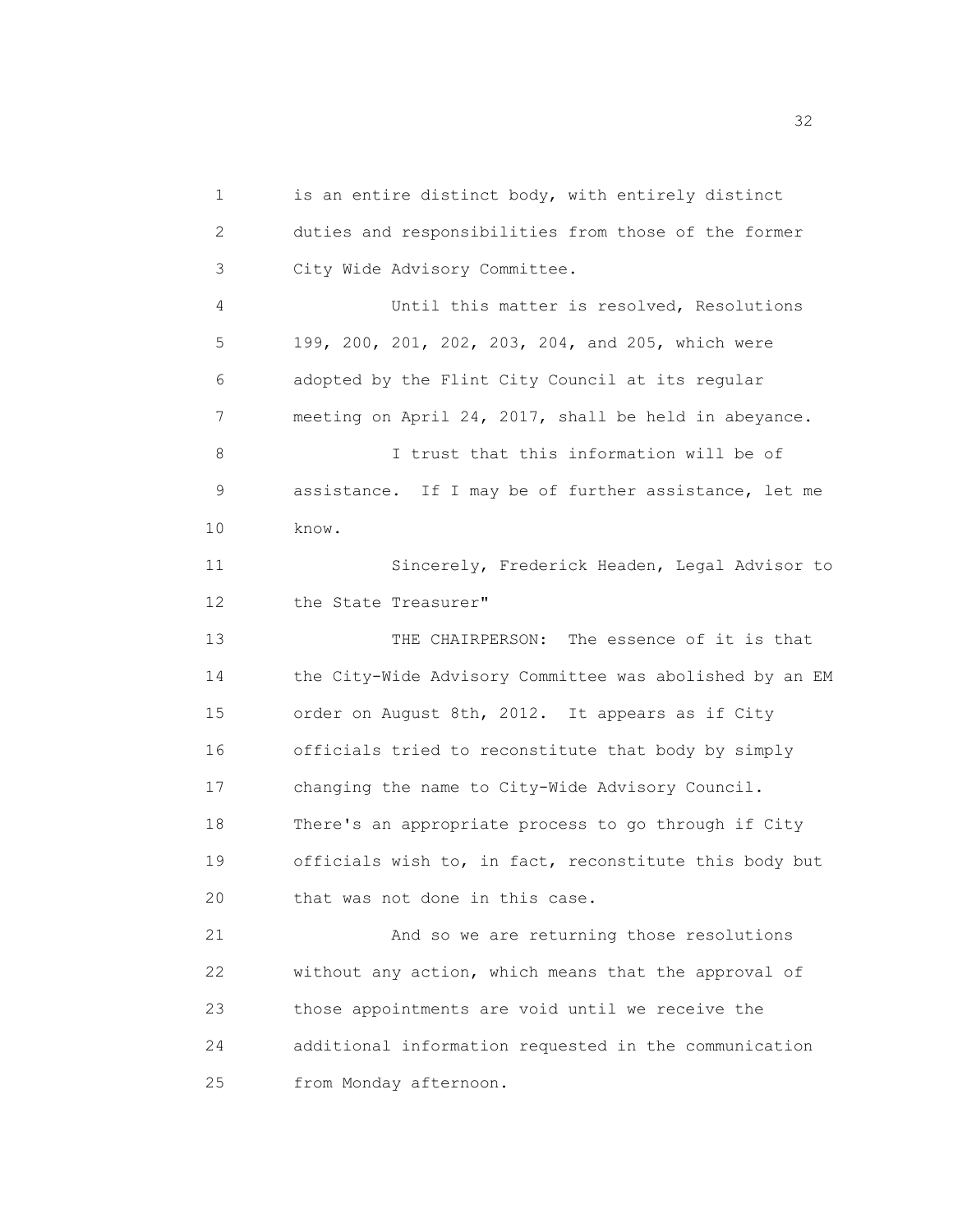is an entire distinct body, with entirely distinct duties and responsibilities from those of the former City Wide Advisory Committee.

Until this matter is resolved, Resolutions 199, 200, 201, 202, 203, 204, and 205, which were adopted by the Flint City Council at its regular meeting on April 24, 2017, shall be held in abeyance.

I trust that this information will be of assistance. If I may be of further assistance, let me know.

Sincerely, Frederick Headen, Legal Advisor to the State Treasurer"

THE CHAIRPERSON: The essence of it is that the City-Wide Advisory Committee was abolished by an EM order on August 8th, 2012. It appears as if City officials tried to reconstitute that body by simply changing the name to City-Wide Advisory Council. There's an appropriate process to go through if City officials wish to, in fact, reconstitute this body but that was not done in this case.

And so we are returning those resolutions without any action, which means that the approval of those appointments are void until we receive the additional information requested in the communication from Monday afternoon.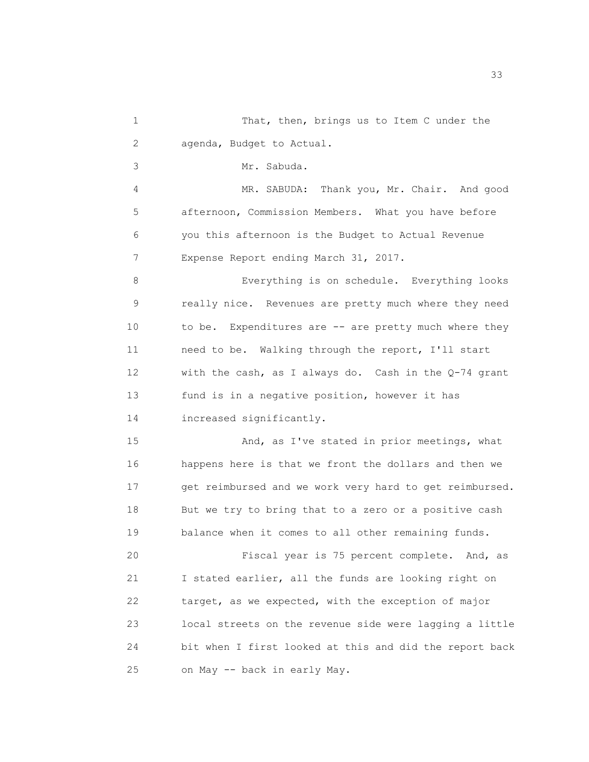That, then, brings us to Item C under the agenda, Budget to Actual.

Mr. Sabuda.

MR. SABUDA: Thank you, Mr. Chair. And good afternoon, Commission Members. What you have before you this afternoon is the Budget to Actual Revenue Expense Report ending March 31, 2017.

Everything is on schedule. Everything looks really nice. Revenues are pretty much where they need to be. Expenditures are -- are pretty much where they need to be. Walking through the report, I'll start with the cash, as I always do. Cash in the Q-74 grant fund is in a negative position, however it has increased significantly.

And, as I've stated in prior meetings, what happens here is that we front the dollars and then we get reimbursed and we work very hard to get reimbursed. But we try to bring that to a zero or a positive cash balance when it comes to all other remaining funds.

Fiscal year is 75 percent complete. And, as I stated earlier, all the funds are looking right on target, as we expected, with the exception of major local streets on the revenue side were lagging a little bit when I first looked at this and did the report back on May -- back in early May.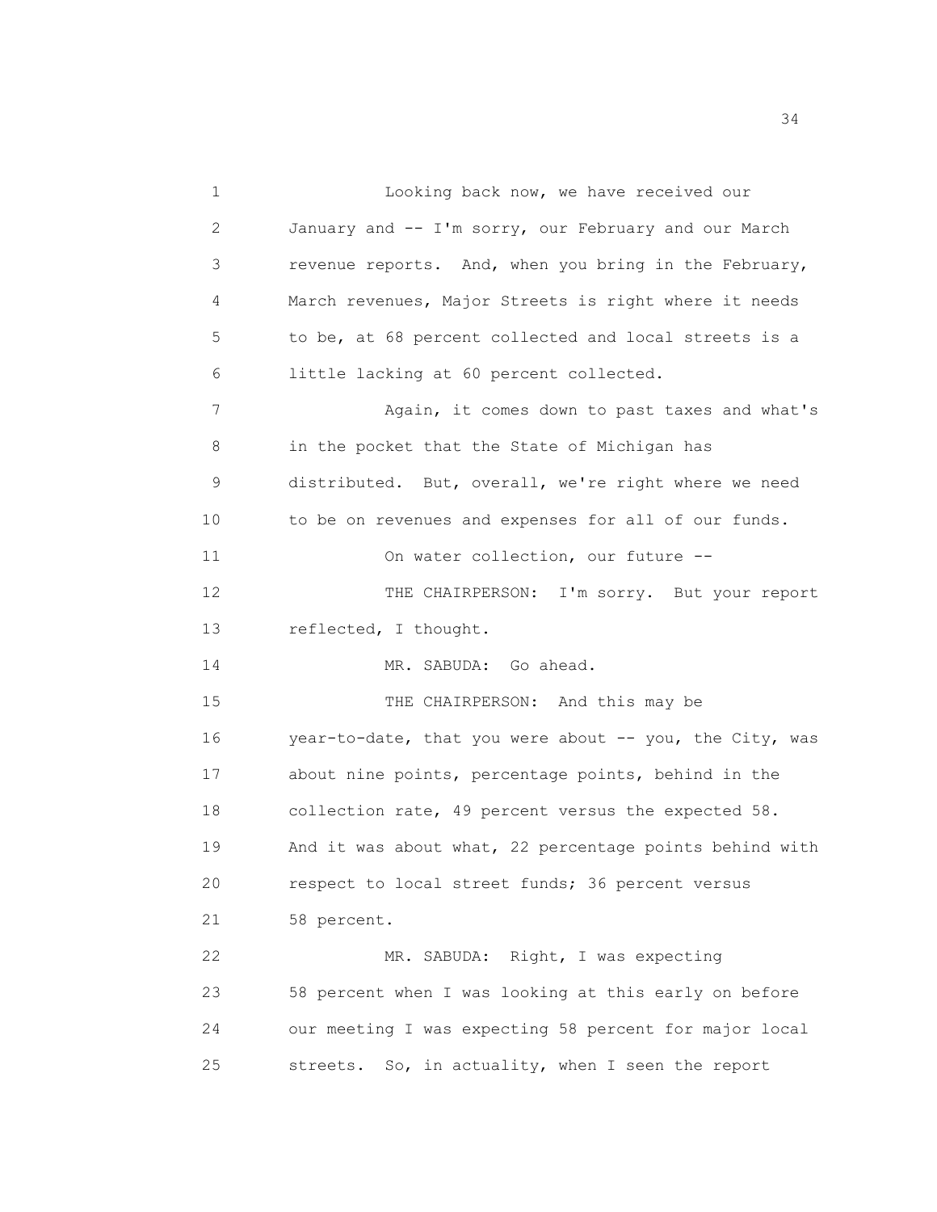Looking back now, we have received our January and -- I'm sorry, our February and our March revenue reports. And, when you bring in the February, March revenues, Major Streets is right where it needs to be, at 68 percent collected and local streets is a little lacking at 60 percent collected.

Again, it comes down to past taxes and what's in the pocket that the State of Michigan has distributed. But, overall, we're right where we need to be on revenues and expenses for all of our funds.

On water collection, our future --

THE CHAIRPERSON: I'm sorry. But your report reflected, I thought.

MR. SABUDA: Go ahead.

THE CHAIRPERSON: And this may be year-to-date, that you were about -- you, the City, was about nine points, percentage points, behind in the collection rate, 49 percent versus the expected 58. And it was about what, 22 percentage points behind with respect to local street funds; 36 percent versus 58 percent.

MR. SABUDA: Right, I was expecting 58 percent when I was looking at this early on before our meeting I was expecting 58 percent for major local streets. So, in actuality, when I seen the report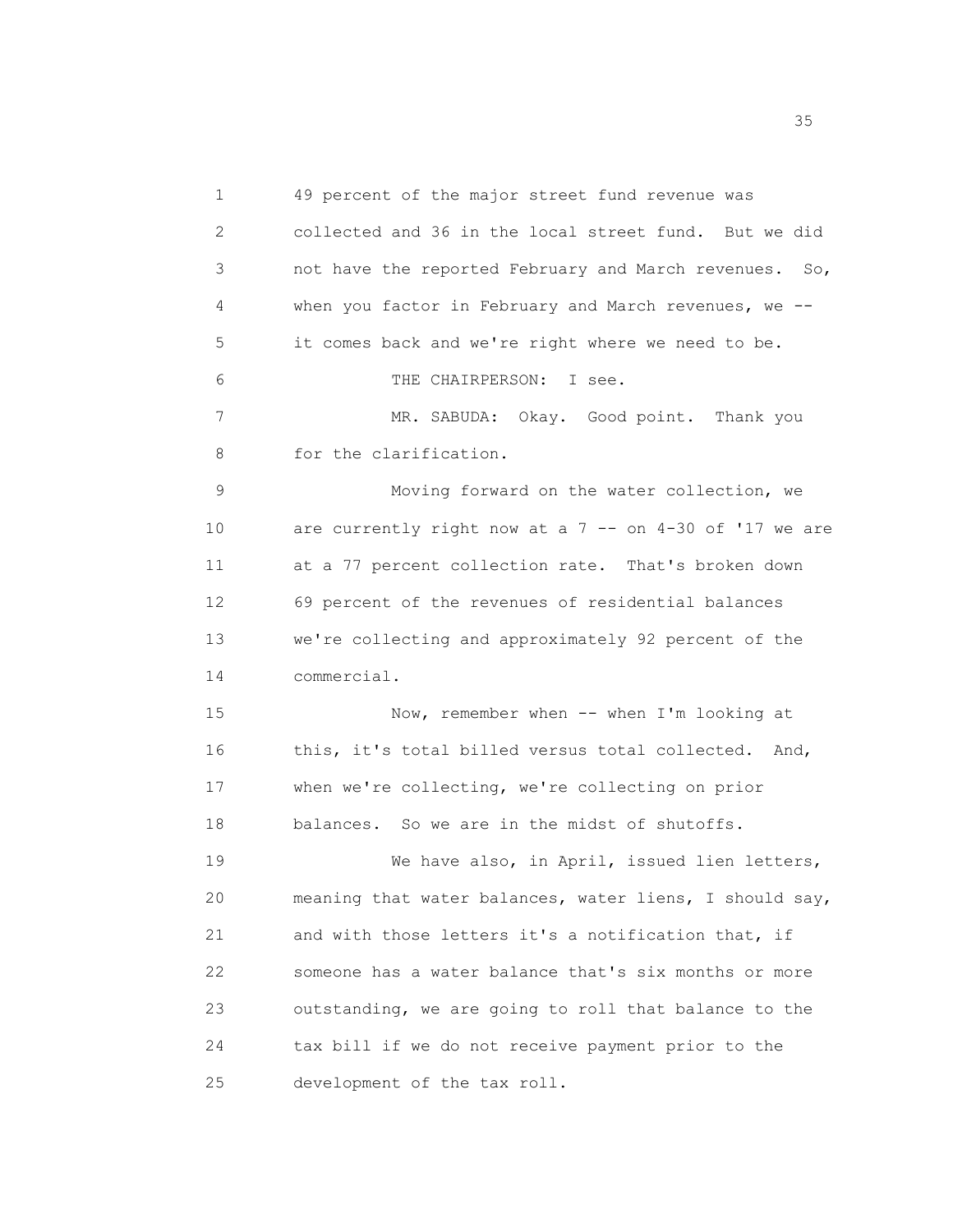49 percent of the major street fund revenue was collected and 36 in the local street fund. But we did not have the reported February and March revenues. So, when you factor in February and March revenues, we -- it comes back and we're right where we need to be.

THE CHAIRPERSON: I see.

MR. SABUDA: Okay. Good point. Thank you for the clarification.

Moving forward on the water collection, we are currently right now at a 7 -- on 4-30 of '17 we are at a 77 percent collection rate. That's broken down 69 percent of the revenues of residential balances we're collecting and approximately 92 percent of the commercial.

Now, remember when -- when I'm looking at this, it's total billed versus total collected. And, when we're collecting, we're collecting on prior balances. So we are in the midst of shutoffs.

We have also, in April, issued lien letters, meaning that water balances, water liens, I should say, and with those letters it's a notification that, if someone has a water balance that's six months or more outstanding, we are going to roll that balance to the tax bill if we do not receive payment prior to the development of the tax roll.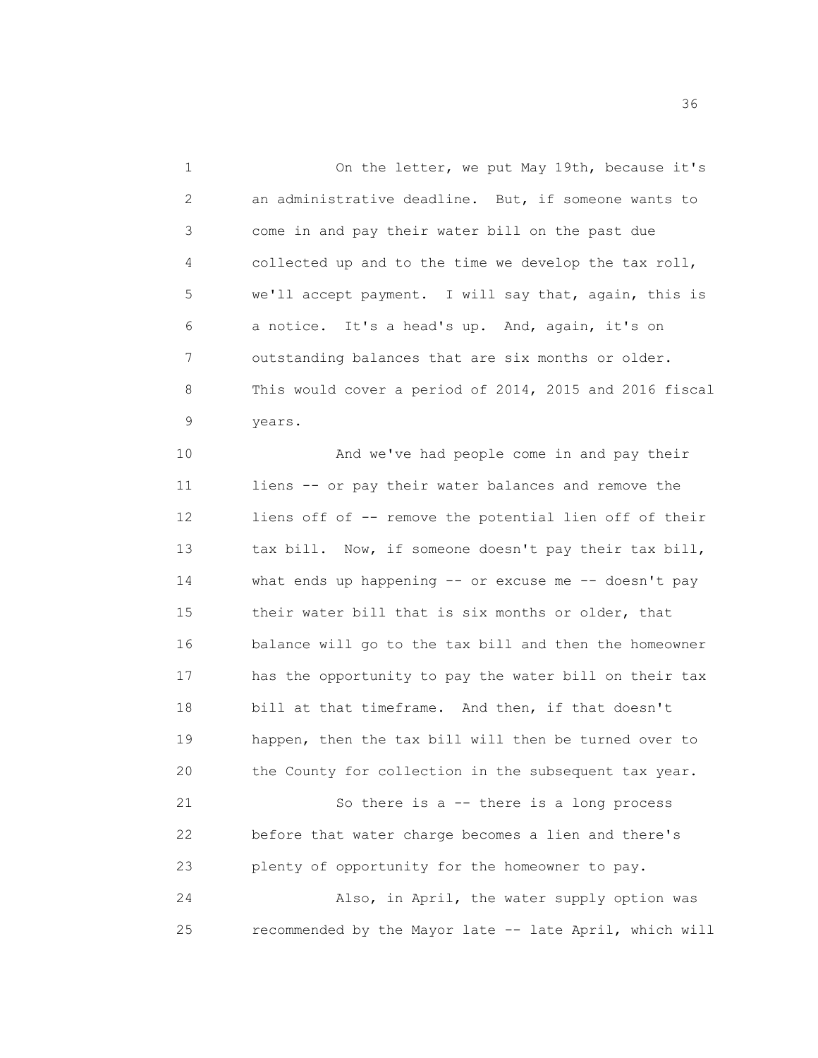On the letter, we put May 19th, because it's an administrative deadline. But, if someone wants to come in and pay their water bill on the past due collected up and to the time we develop the tax roll, we'll accept payment. I will say that, again, this is a notice. It's a head's up. And, again, it's on outstanding balances that are six months or older. This would cover a period of 2014, 2015 and 2016 fiscal years.

And we've had people come in and pay their liens -- or pay their water balances and remove the liens off of -- remove the potential lien off of their tax bill. Now, if someone doesn't pay their tax bill, what ends up happening -- or excuse me -- doesn't pay their water bill that is six months or older, that balance will go to the tax bill and then the homeowner has the opportunity to pay the water bill on their tax bill at that timeframe. And then, if that doesn't happen, then the tax bill will then be turned over to the County for collection in the subsequent tax year.

So there is a -- there is a long process before that water charge becomes a lien and there's plenty of opportunity for the homeowner to pay.

Also, in April, the water supply option was recommended by the Mayor late -- late April, which will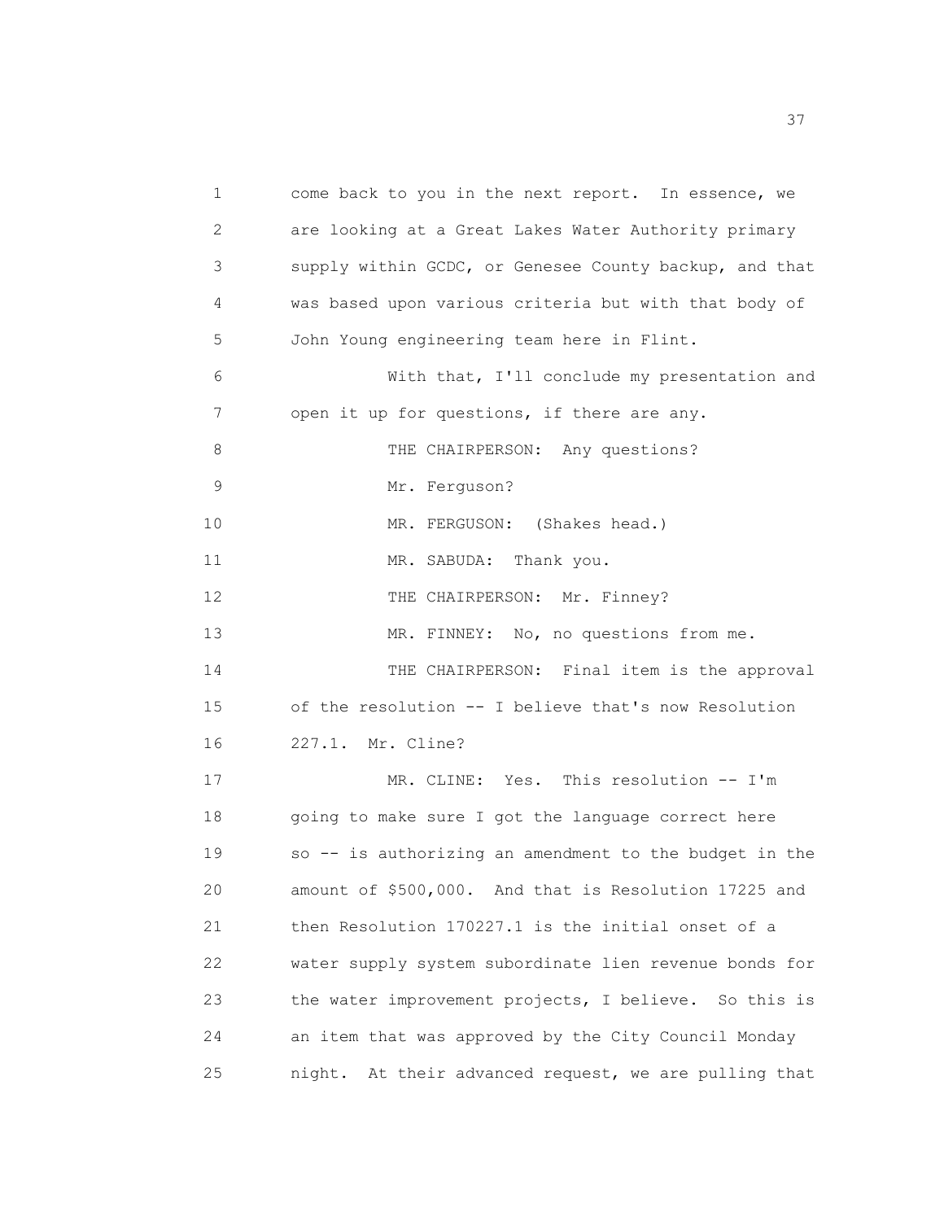1 come back to you in the next report. In essence, we
2 are looking at a Great Lakes Water Authority primary
3 supply within GCDC, or Genesee County backup, and that
4 was based upon various criteria but with that body of
5 John Young engineering team here in Flint.

6 With that, I'll conclude my presentation and
7 open it up for questions, if there are any.

8 THE CHAIRPERSON: Any questions?

9 Mr. Ferguson?

10 MR. FERGUSON: (Shakes head.)

11 MR. SABUDA: Thank you.

12 THE CHAIRPERSON: Mr. Finney?

13 MR. FINNEY: No, no questions from me.

14 THE CHAIRPERSON: Final item is the approval
15 of the resolution -- I believe that's now Resolution
16 227.1. Mr. Cline?

17 MR. CLINE: Yes. This resolution -- I'm
18 going to make sure I got the language correct here
19 so -- is authorizing an amendment to the budget in the
20 amount of $500,000. And that is Resolution 17225 and
21 then Resolution 170227.1 is the initial onset of a
22 water supply system subordinate lien revenue bonds for
23 the water improvement projects, I believe. So this is
24 an item that was approved by the City Council Monday
25 night. At their advanced request, we are pulling that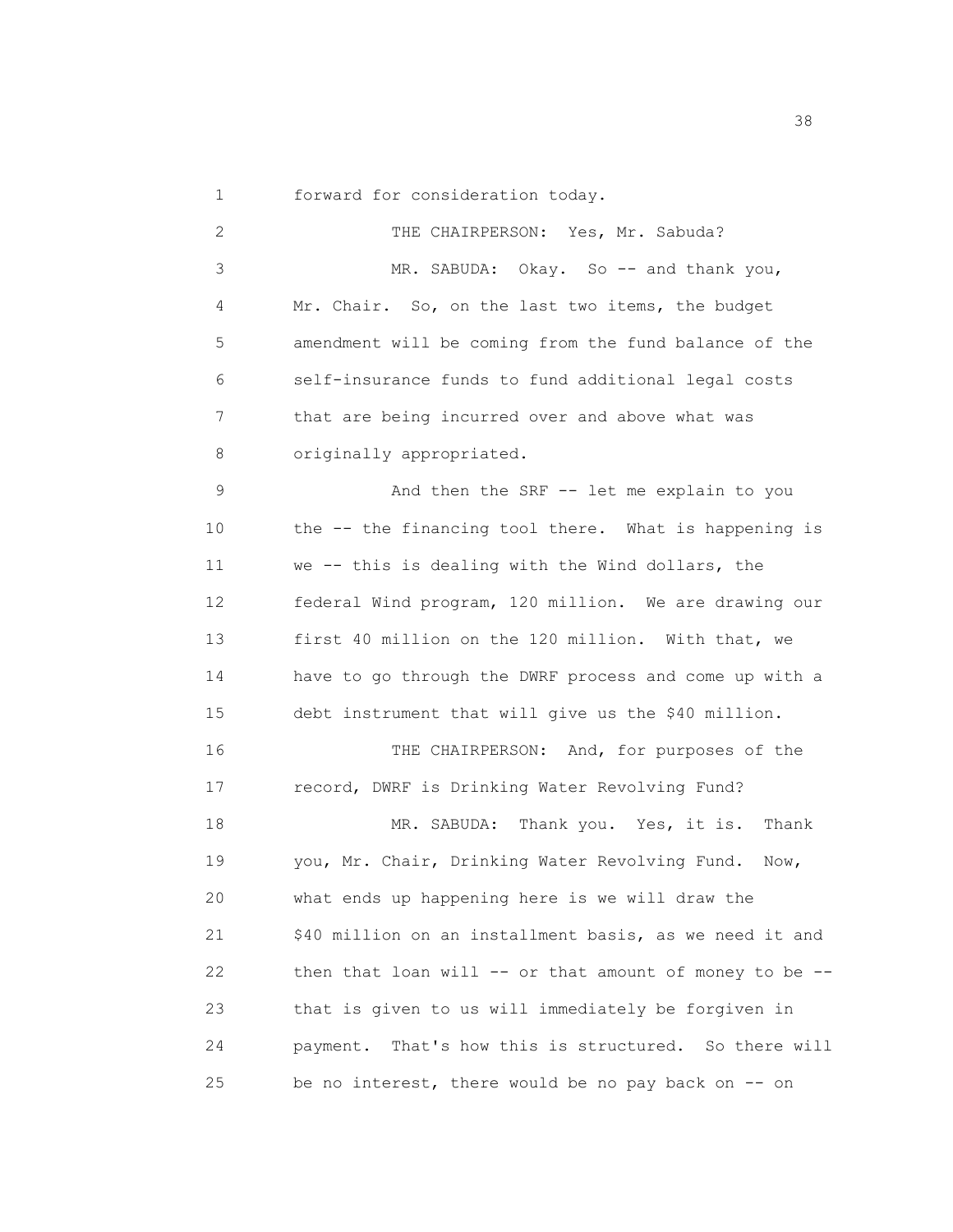forward for consideration today.

THE CHAIRPERSON: Yes, Mr. Sabuda?

MR. SABUDA: Okay. So -- and thank you, Mr. Chair. So, on the last two items, the budget amendment will be coming from the fund balance of the self-insurance funds to fund additional legal costs that are being incurred over and above what was originally appropriated.

And then the SRF -- let me explain to you the -- the financing tool there. What is happening is we -- this is dealing with the Wind dollars, the federal Wind program, 120 million. We are drawing our first 40 million on the 120 million. With that, we have to go through the DWRF process and come up with a debt instrument that will give us the $40 million.

THE CHAIRPERSON: And, for purposes of the record, DWRF is Drinking Water Revolving Fund?

MR. SABUDA: Thank you. Yes, it is. Thank you, Mr. Chair, Drinking Water Revolving Fund. Now, what ends up happening here is we will draw the $40 million on an installment basis, as we need it and then that loan will -- or that amount of money to be -- that is given to us will immediately be forgiven in payment. That's how this is structured. So there will be no interest, there would be no pay back on -- on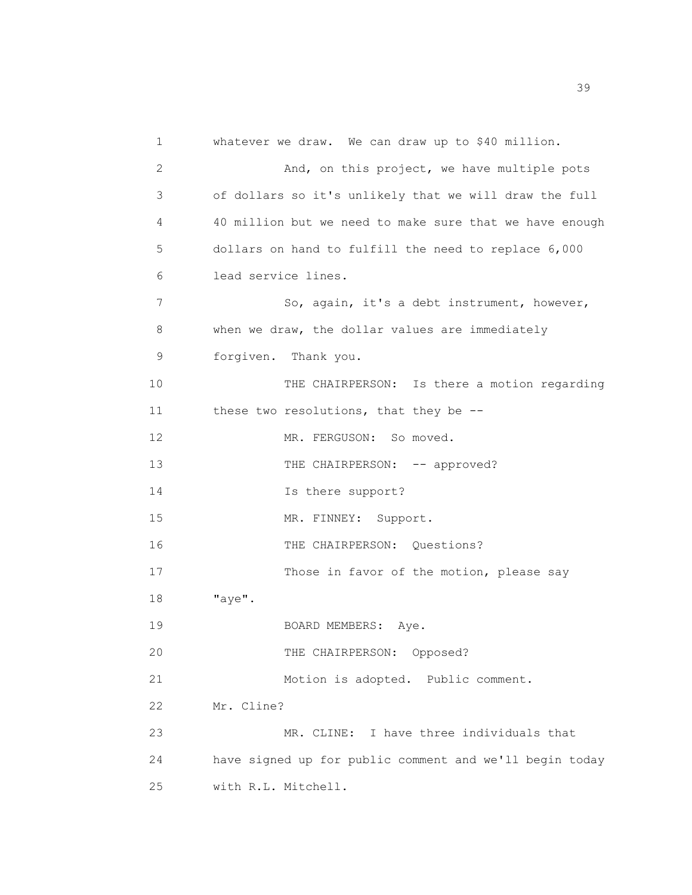whatever we draw. We can draw up to $40 million.

And, on this project, we have multiple pots of dollars so it's unlikely that we will draw the full 40 million but we need to make sure that we have enough dollars on hand to fulfill the need to replace 6,000 lead service lines.

So, again, it's a debt instrument, however, when we draw, the dollar values are immediately forgiven. Thank you.

THE CHAIRPERSON: Is there a motion regarding these two resolutions, that they be --

MR. FERGUSON: So moved.

THE CHAIRPERSON: -- approved?

Is there support?

MR. FINNEY: Support.

THE CHAIRPERSON: Questions?

Those in favor of the motion, please say "aye".

BOARD MEMBERS: Aye.

THE CHAIRPERSON: Opposed?

Motion is adopted. Public comment. Mr. Cline?

MR. CLINE: I have three individuals that have signed up for public comment and we'll begin today with R.L. Mitchell.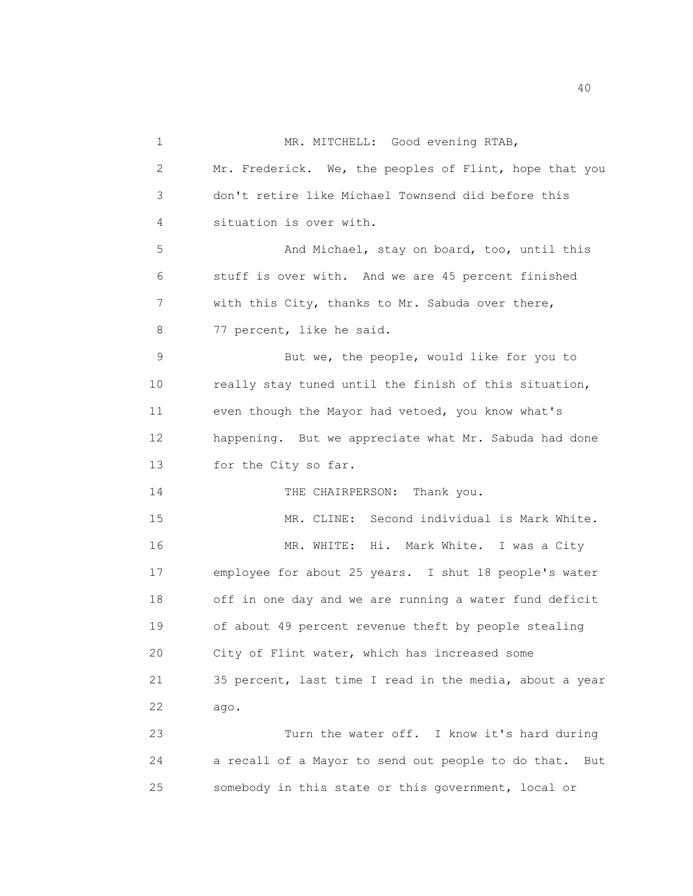MR. MITCHELL: Good evening RTAB, Mr. Frederick. We, the peoples of Flint, hope that you don't retire like Michael Townsend did before this situation is over with.

And Michael, stay on board, too, until this stuff is over with. And we are 45 percent finished with this City, thanks to Mr. Sabuda over there, 77 percent, like he said.

But we, the people, would like for you to really stay tuned until the finish of this situation, even though the Mayor had vetoed, you know what's happening. But we appreciate what Mr. Sabuda had done for the City so far.

THE CHAIRPERSON: Thank you.

MR. CLINE: Second individual is Mark White.

MR. WHITE: Hi. Mark White. I was a City employee for about 25 years. I shut 18 people's water off in one day and we are running a water fund deficit of about 49 percent revenue theft by people stealing City of Flint water, which has increased some 35 percent, last time I read in the media, about a year ago.

Turn the water off. I know it's hard during a recall of a Mayor to send out people to do that. But somebody in this state or this government, local or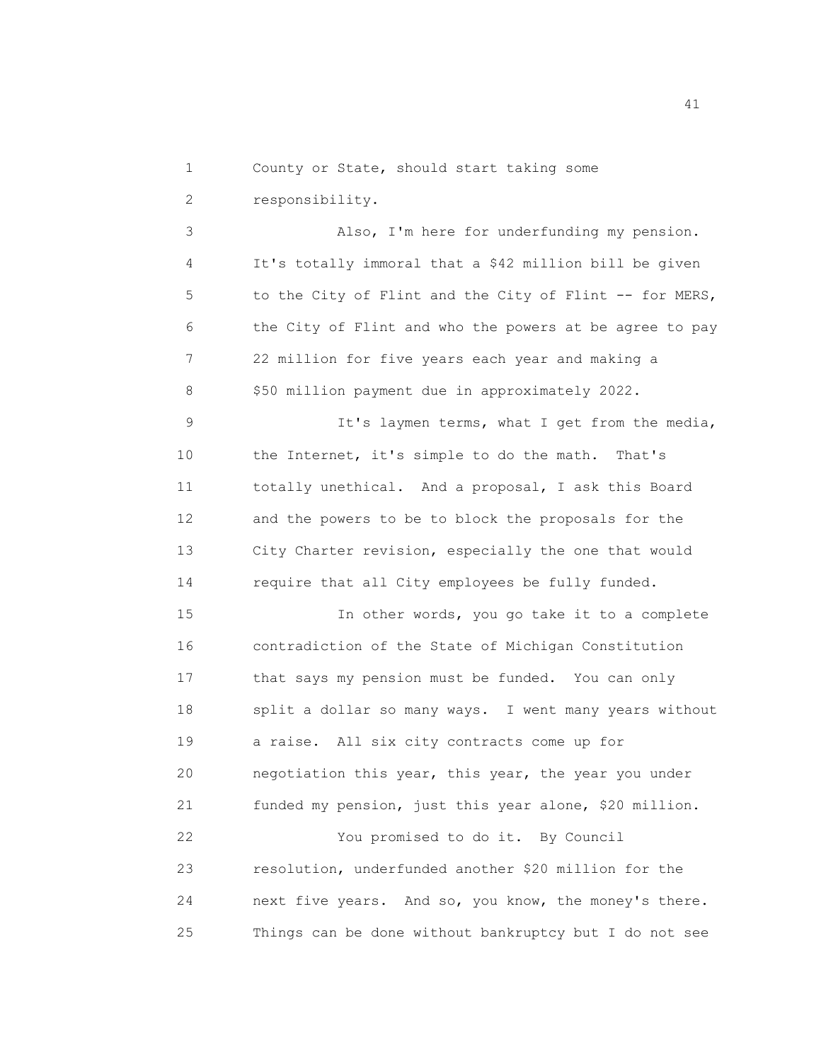County or State, should start taking some responsibility.

Also, I'm here for underfunding my pension. It's totally immoral that a $42 million bill be given to the City of Flint and the City of Flint -- for MERS, the City of Flint and who the powers at be agree to pay 22 million for five years each year and making a $50 million payment due in approximately 2022.

It's laymen terms, what I get from the media, the Internet, it's simple to do the math. That's totally unethical. And a proposal, I ask this Board and the powers to be to block the proposals for the City Charter revision, especially the one that would require that all City employees be fully funded.

In other words, you go take it to a complete contradiction of the State of Michigan Constitution that says my pension must be funded. You can only split a dollar so many ways. I went many years without a raise. All six city contracts come up for negotiation this year, this year, the year you under funded my pension, just this year alone, $20 million.

You promised to do it. By Council resolution, underfunded another $20 million for the next five years. And so, you know, the money's there. Things can be done without bankruptcy but I do not see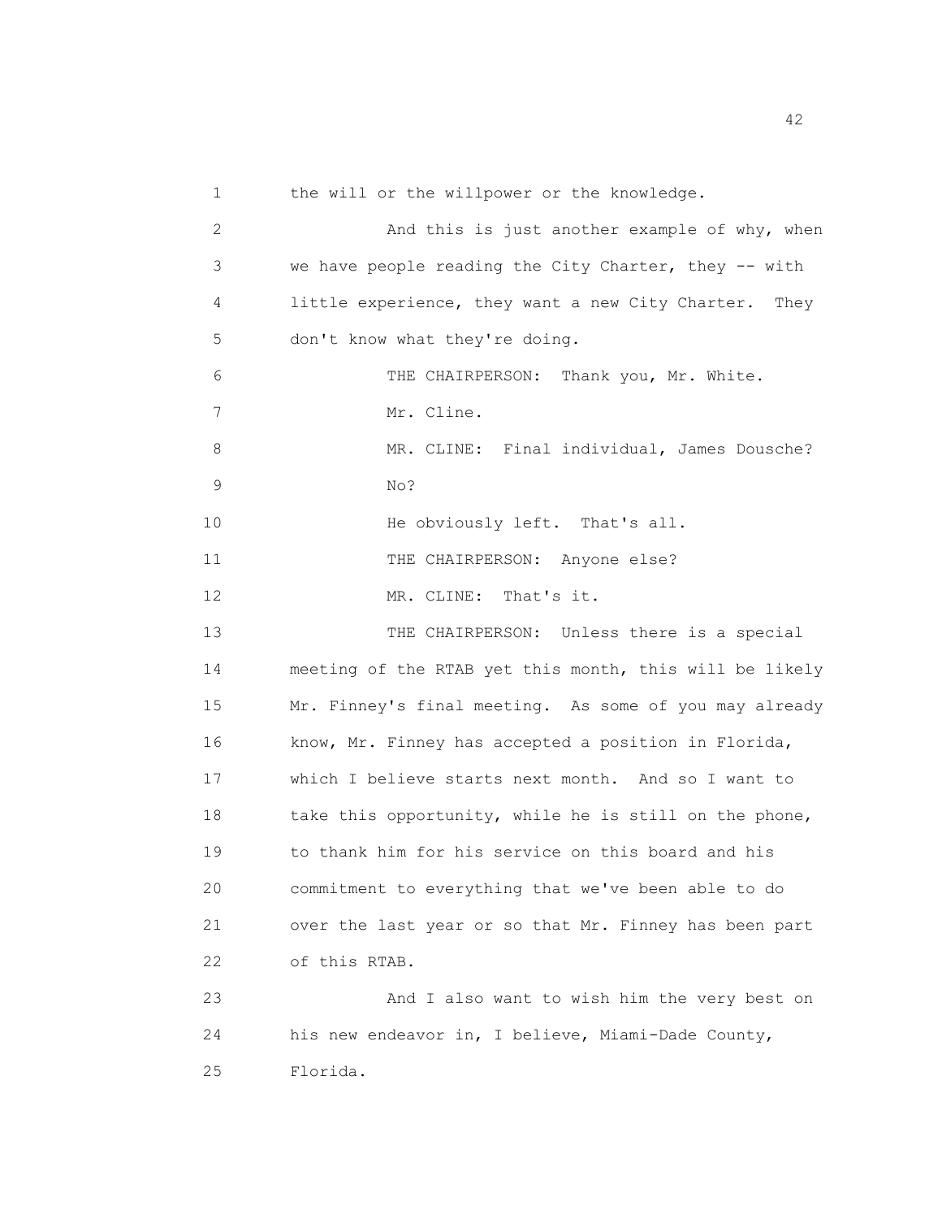1 the will or the willpower or the knowledge.

2 And this is just another example of why, when

3 we have people reading the City Charter, they -- with

4 little experience, they want a new City Charter. They

5 don't know what they're doing.

6 THE CHAIRPERSON: Thank you, Mr. White.

7 Mr. Cline.

8 MR. CLINE: Final individual, James Dousche?

9 No?

10 He obviously left. That's all.

11 THE CHAIRPERSON: Anyone else?

12 MR. CLINE: That's it.

13 THE CHAIRPERSON: Unless there is a special

14 meeting of the RTAB yet this month, this will be likely

15 Mr. Finney's final meeting. As some of you may already

16 know, Mr. Finney has accepted a position in Florida,

17 which I believe starts next month. And so I want to

18 take this opportunity, while he is still on the phone,

19 to thank him for his service on this board and his

20 commitment to everything that we've been able to do

21 over the last year or so that Mr. Finney has been part

22 of this RTAB.

23 And I also want to wish him the very best on

24 his new endeavor in, I believe, Miami-Dade County,

25 Florida.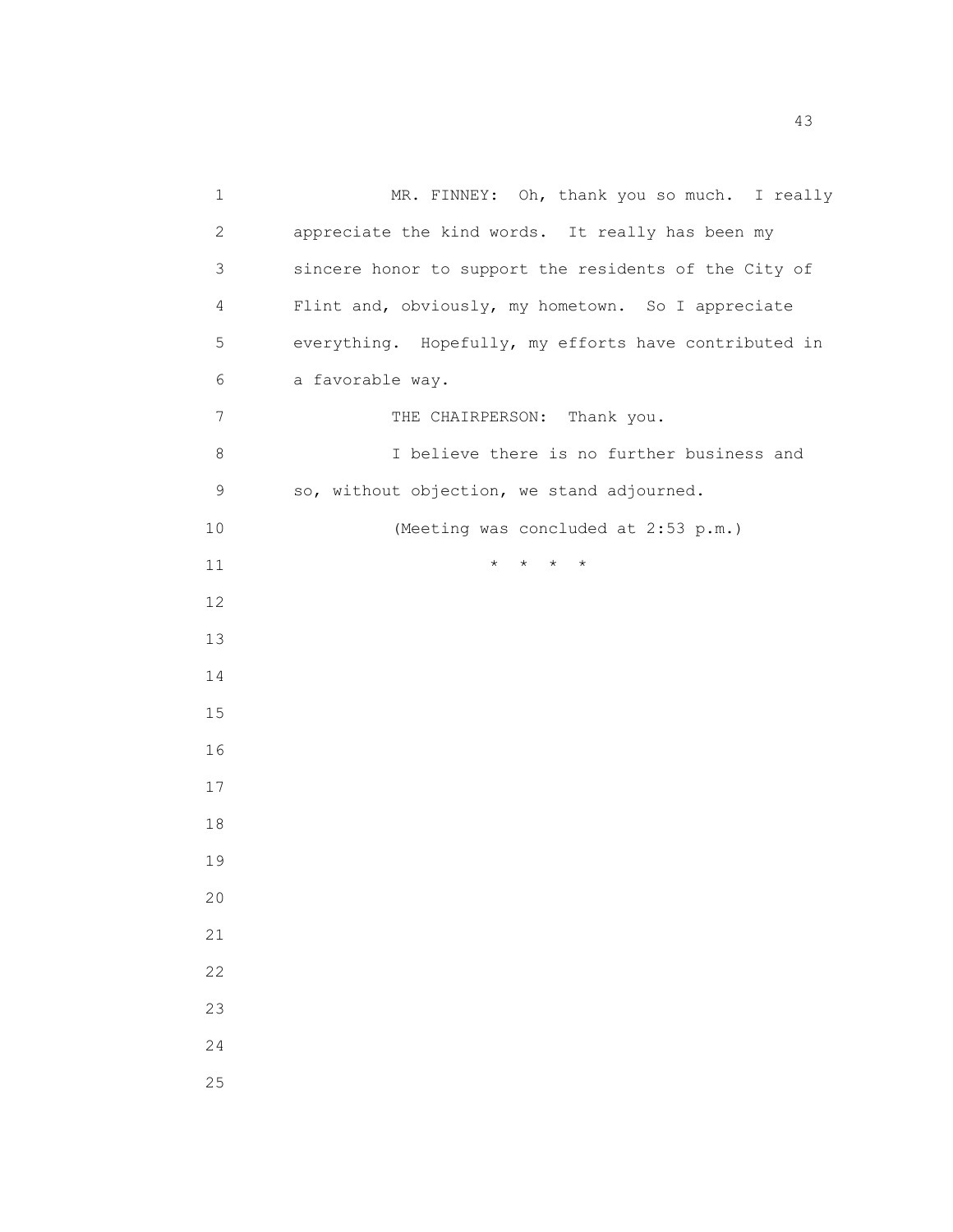MR. FINNEY: Oh, thank you so much. I really appreciate the kind words. It really has been my sincere honor to support the residents of the City of Flint and, obviously, my hometown. So I appreciate everything. Hopefully, my efforts have contributed in a favorable way.

THE CHAIRPERSON: Thank you.

I believe there is no further business and so, without objection, we stand adjourned.

(Meeting was concluded at 2:53 p.m.)

\* \* \* \*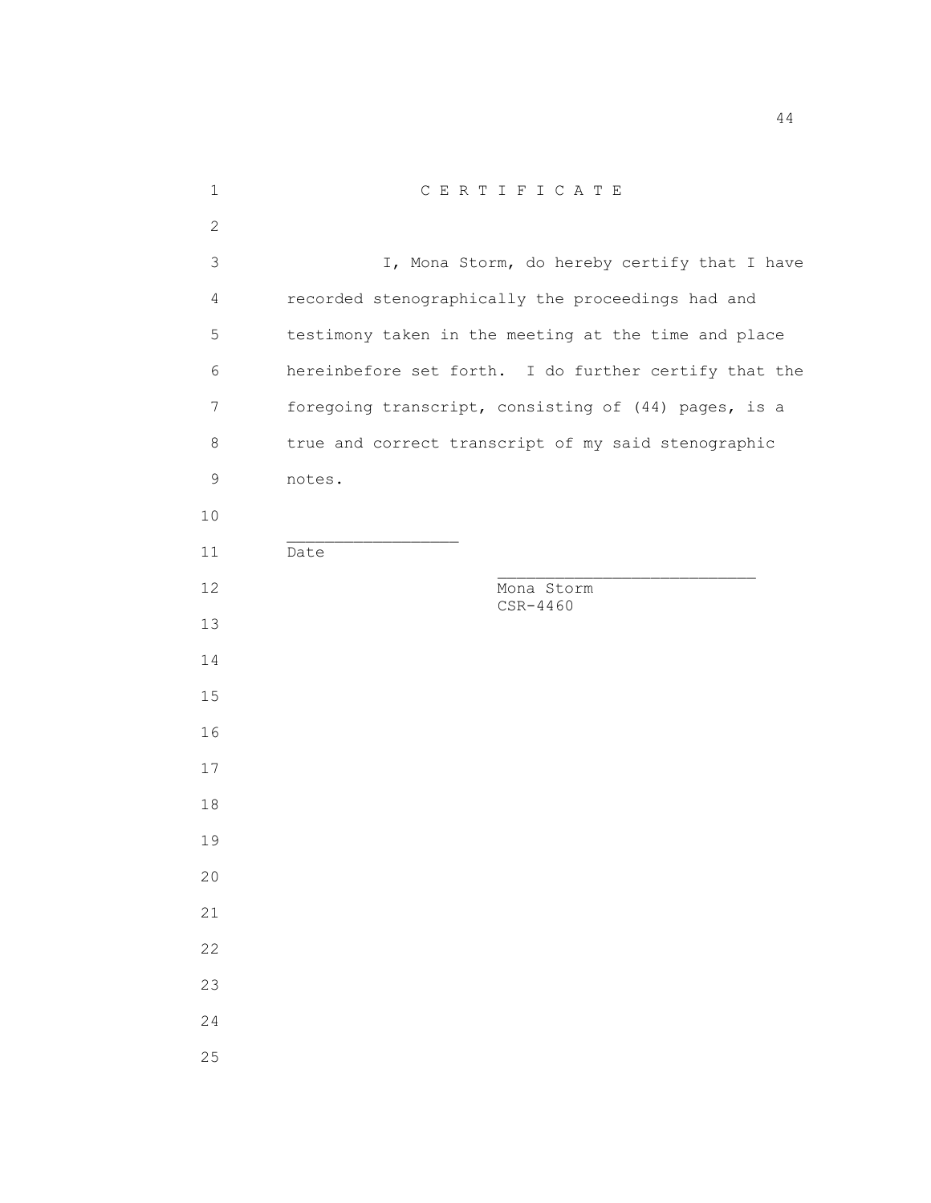# C E R T I F I C A T E

I, Mona Storm, do hereby certify that I have recorded stenographically the proceedings had and testimony taken in the meeting at the time and place hereinbefore set forth. I do further certify that the foregoing transcript, consisting of (44) pages, is a true and correct transcript of my said stenographic notes.

\_\_\_\_\_\_\_\_\_\_\_\_\_\_\_\_\_\_
Date

\_\_\_\_\_\_\_\_\_\_\_\_\_\_\_\_\_\_\_\_\_\_\_\_\_\_\_
Mona Storm
CSR-4460